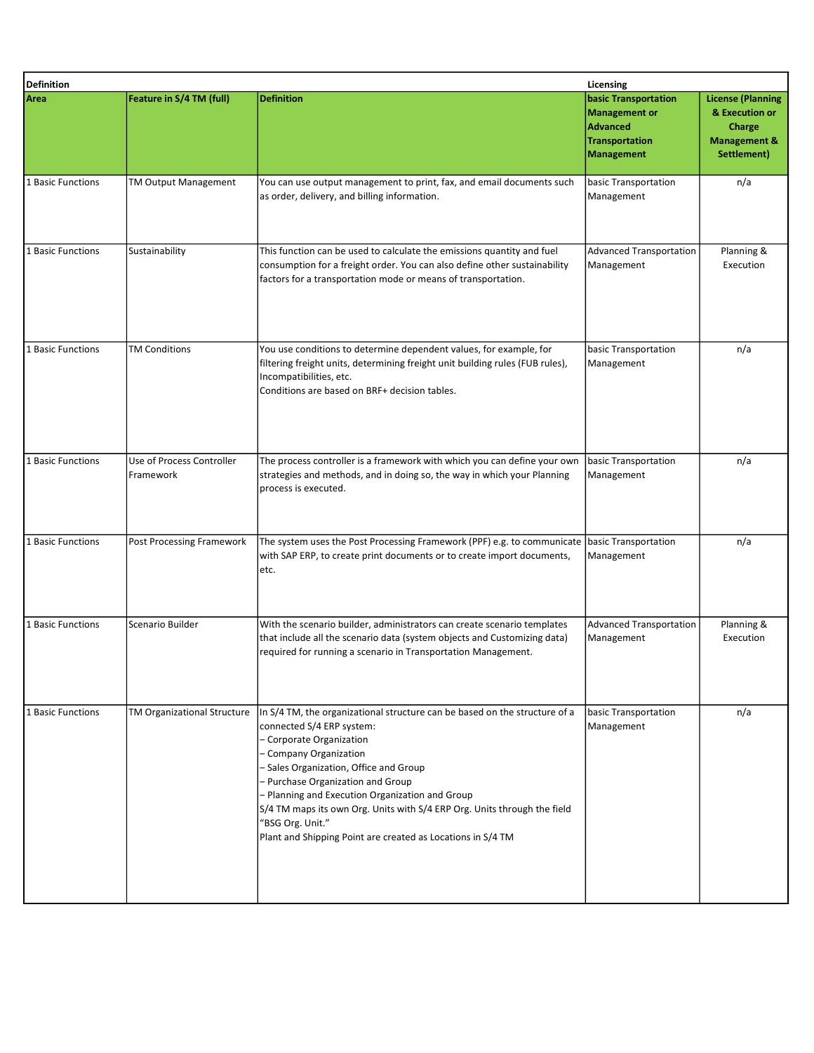| Definition | | | Licensing | |
|---|---|---|---|---|
| **Area** | **Feature in S/4 TM (full)** | **Definition** | **basic Transportation Management or Advanced Transportation Management** | **License (Planning & Execution or Charge Management & Settlement)** |
| 1 Basic Functions | TM Output Management | You can use output management to print, fax, and email documents such as order, delivery, and billing information. | basic Transportation Management | n/a |
| 1 Basic Functions | Sustainability | This function can be used to calculate the emissions quantity and fuel consumption for a freight order. You can also define other sustainability factors for a transportation mode or means of transportation. | Advanced Transportation Management | Planning & Execution |
| 1 Basic Functions | TM Conditions | You use conditions to determine dependent values, for example, for filtering freight units, determining freight unit building rules (FUB rules), Incompatibilities, etc.<br>Conditions are based on BRF+ decision tables. | basic Transportation Management | n/a |
| 1 Basic Functions | Use of Process Controller Framework | The process controller is a framework with which you can define your own strategies and methods, and in doing so, the way in which your Planning process is executed. | basic Transportation Management | n/a |
| 1 Basic Functions | Post Processing Framework | The system uses the Post Processing Framework (PPF) e.g. to communicate with SAP ERP, to create print documents or to create import documents, etc. | basic Transportation Management | n/a |
| 1 Basic Functions | Scenario Builder | With the scenario builder, administrators can create scenario templates that include all the scenario data (system objects and Customizing data) required for running a scenario in Transportation Management. | Advanced Transportation Management | Planning & Execution |
| 1 Basic Functions | TM Organizational Structure | In S/4 TM, the organizational structure can be based on the structure of a connected S/4 ERP system:<br>– Corporate Organization<br>– Company Organization<br>– Sales Organization, Office and Group<br>– Purchase Organization and Group<br>– Planning and Execution Organization and Group<br>S/4 TM maps its own Org. Units with S/4 ERP Org. Units through the field "BSG Org. Unit."<br>Plant and Shipping Point are created as Locations in S/4 TM | basic Transportation Management | n/a |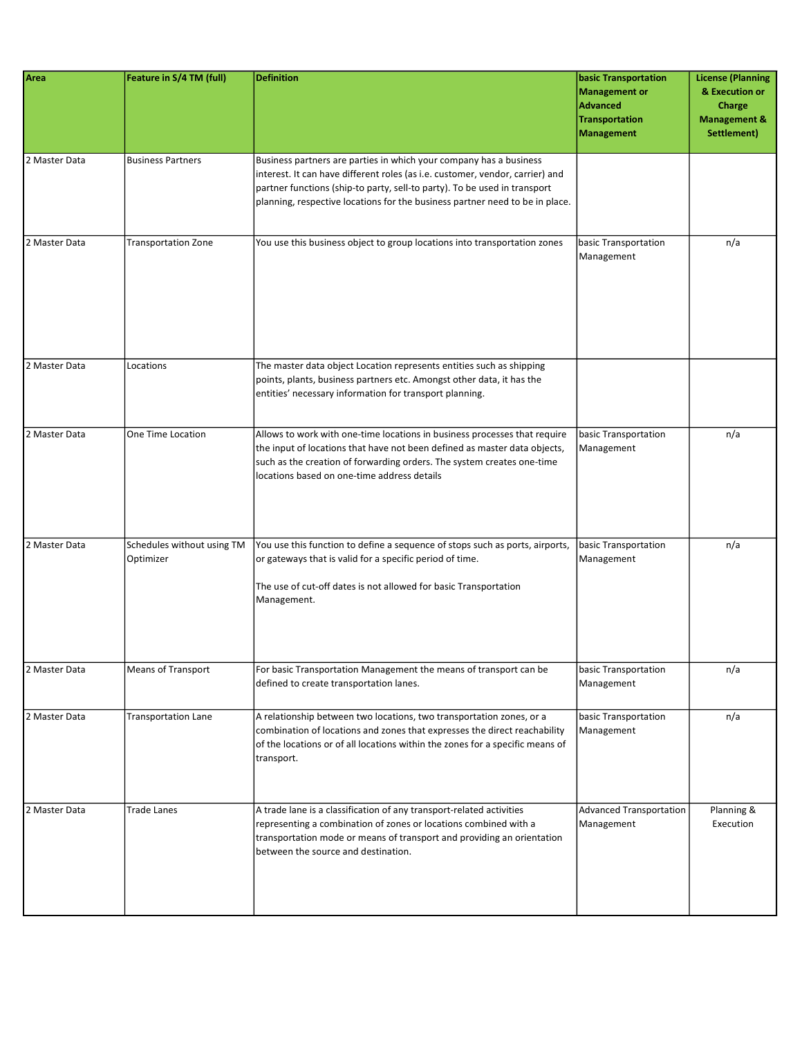| Area | Feature in S/4 TM (full) | Definition | basic Transportation Management or Advanced Transportation Management | License (Planning & Execution or Charge Management & Settlement) |
|---|---|---|---|---|
| 2 Master Data | Business Partners | Business partners are parties in which your company has a business interest. It can have different roles (as i.e. customer, vendor, carrier) and partner functions (ship-to party, sell-to party). To be used in transport planning, respective locations for the business partner need to be in place. | | |
| 2 Master Data | Transportation Zone | You use this business object to group locations into transportation zones | basic Transportation Management | n/a |
| 2 Master Data | Locations | The master data object Location represents entities such as shipping points, plants, business partners etc. Amongst other data, it has the entities' necessary information for transport planning. | | |
| 2 Master Data | One Time Location | Allows to work with one-time locations in business processes that require the input of locations that have not been defined as master data objects, such as the creation of forwarding orders. The system creates one-time locations based on one-time address details | basic Transportation Management | n/a |
| 2 Master Data | Schedules without using TM Optimizer | You use this function to define a sequence of stops such as ports, airports, or gateways that is valid for a specific period of time.<br><br>The use of cut-off dates is not allowed for basic Transportation Management. | basic Transportation Management | n/a |
| 2 Master Data | Means of Transport | For basic Transportation Management the means of transport can be defined to create transportation lanes. | basic Transportation Management | n/a |
| 2 Master Data | Transportation Lane | A relationship between two locations, two transportation zones, or a combination of locations and zones that expresses the direct reachability of the locations or of all locations within the zones for a specific means of transport. | basic Transportation Management | n/a |
| 2 Master Data | Trade Lanes | A trade lane is a classification of any transport-related activities representing a combination of zones or locations combined with a transportation mode or means of transport and providing an orientation between the source and destination. | Advanced Transportation Management | Planning & Execution |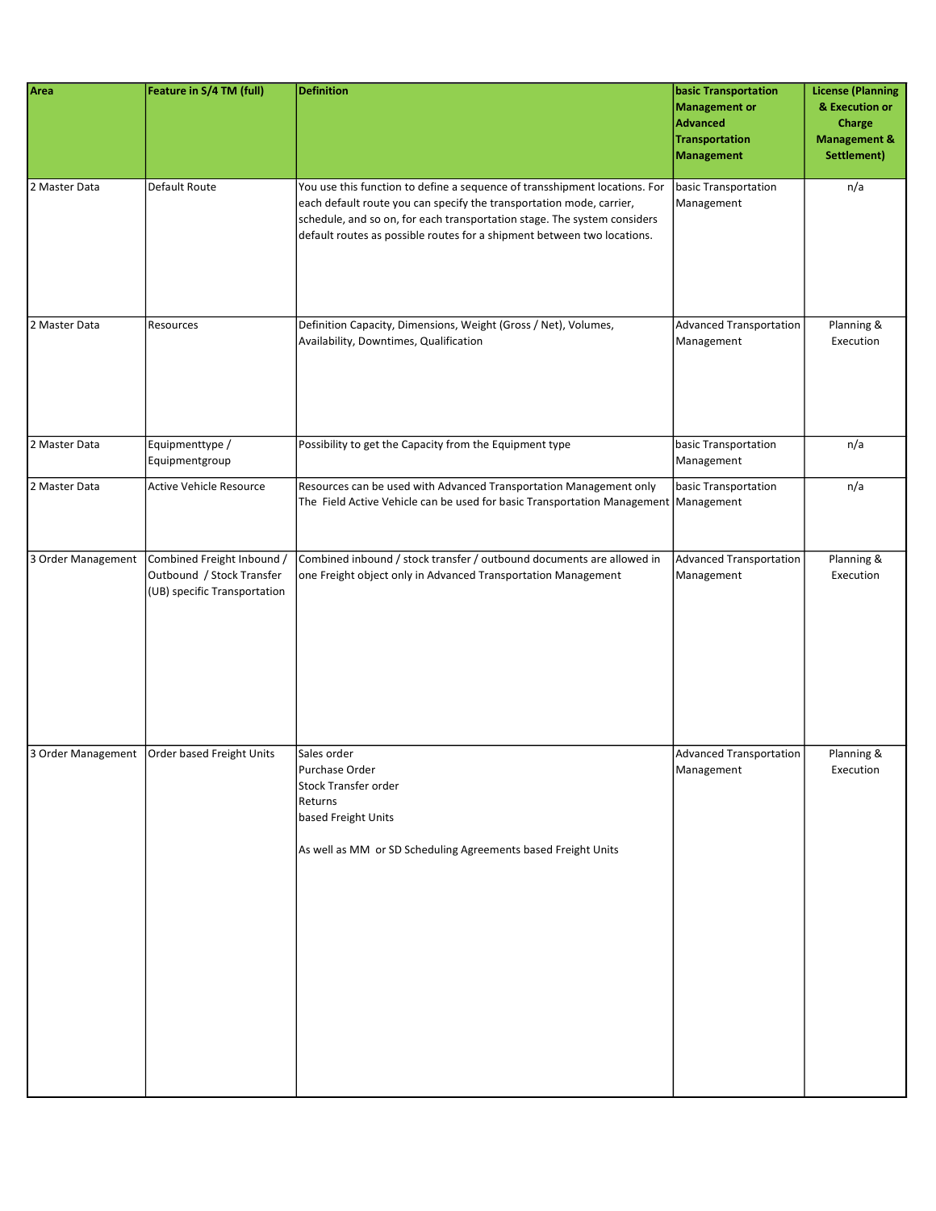| Area | Feature in S/4 TM (full) | Definition | basic Transportation Management or Advanced Transportation Management | License (Planning & Execution or Charge Management & Settlement) |
|---|---|---|---|---|
| 2 Master Data | Default Route | You use this function to define a sequence of transshipment locations. For each default route you can specify the transportation mode, carrier, schedule, and so on, for each transportation stage. The system considers default routes as possible routes for a shipment between two locations. | basic Transportation Management | n/a |
| 2 Master Data | Resources | Definition Capacity, Dimensions, Weight (Gross / Net), Volumes, Availability, Downtimes, Qualification | Advanced Transportation Management | Planning & Execution |
| 2 Master Data | Equipmenttype / Equipmentgroup | Possibility to get the Capacity from the Equipment type | basic Transportation Management | n/a |
| 2 Master Data | Active Vehicle Resource | Resources can be used with Advanced Transportation Management only<br>The Field Active Vehicle can be used for basic Transportation Management | basic Transportation Management | n/a |
| 3 Order Management | Combined Freight Inbound / Outbound / Stock Transfer (UB) specific Transportation | Combined inbound / stock transfer / outbound documents are allowed in one Freight object only in Advanced Transportation Management | Advanced Transportation Management | Planning & Execution |
| 3 Order Management | Order based Freight Units | Sales order<br>Purchase Order<br>Stock Transfer order<br>Returns<br>based Freight Units<br><br>As well as MM or SD Scheduling Agreements based Freight Units | Advanced Transportation Management | Planning & Execution |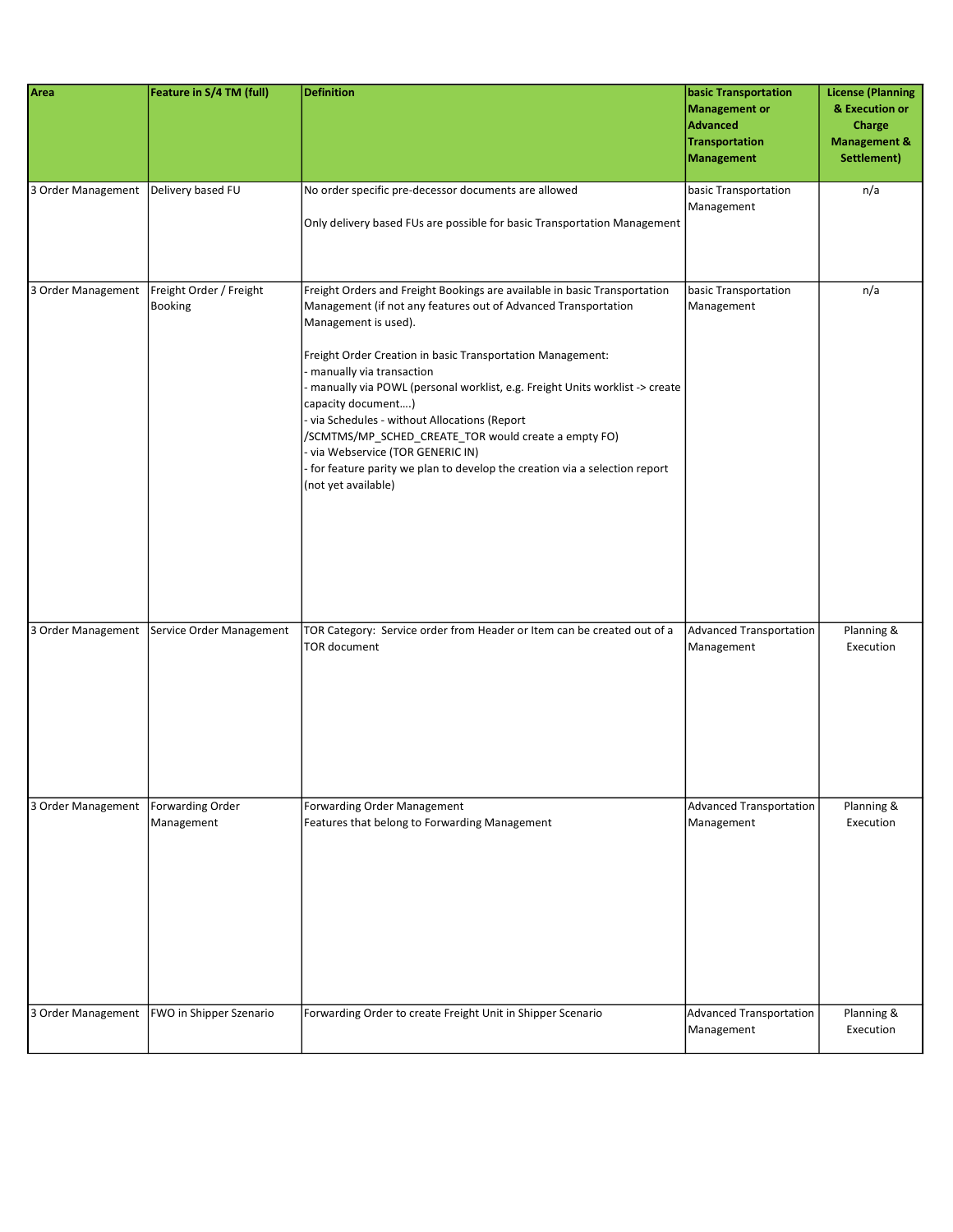| Area | Feature in S/4 TM (full) | Definition | basic Transportation Management or Advanced Transportation Management | License (Planning & Execution or Charge Management & Settlement) |
|---|---|---|---|---|
| 3 Order Management | Delivery based FU | No order specific pre-decessor documents are allowed<br><br>Only delivery based FUs are possible for basic Transportation Management | basic Transportation Management | n/a |
| 3 Order Management | Freight Order / Freight Booking | Freight Orders and Freight Bookings are available in basic Transportation Management (if not any features out of Advanced Transportation Management is used).<br><br>Freight Order Creation in basic Transportation Management:<br>- manually via transaction<br>- manually via POWL (personal worklist, e.g. Freight Units worklist -> create capacity document....)<br>- via Schedules - without Allocations (Report /SCMTMS/MP_SCHED_CREATE_TOR would create a empty FO)<br>- via Webservice (TOR GENERIC IN)<br>- for feature parity we plan to develop the creation via a selection report (not yet available) | basic Transportation Management | n/a |
| 3 Order Management | Service Order Management | TOR Category: Service order from Header or Item can be created out of a TOR document | Advanced Transportation Management | Planning & Execution |
| 3 Order Management | Forwarding Order Management | Forwarding Order Management<br>Features that belong to Forwarding Management | Advanced Transportation Management | Planning & Execution |
| 3 Order Management | FWO in Shipper Szenario | Forwarding Order to create Freight Unit in Shipper Scenario | Advanced Transportation Management | Planning & Execution |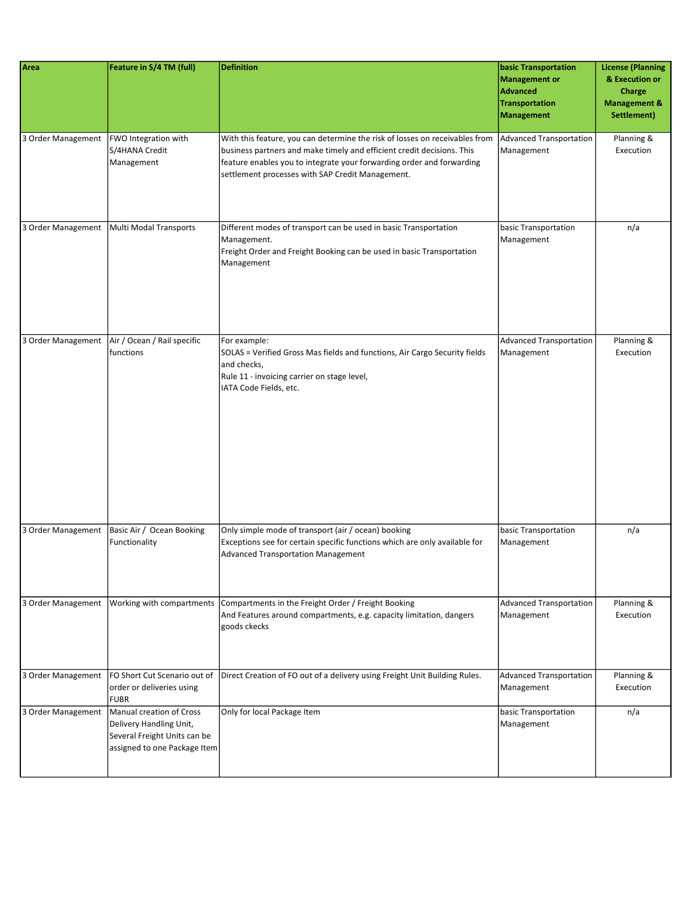| Area | Feature in S/4 TM (full) | Definition | basic Transportation Management or Advanced Transportation Management | License (Planning & Execution or Charge Management & Settlement) |
|---|---|---|---|---|
| 3 Order Management | FWO Integration with S/4HANA Credit Management | With this feature, you can determine the risk of losses on receivables from business partners and make timely and efficient credit decisions. This feature enables you to integrate your forwarding order and forwarding settlement processes with SAP Credit Management. | Advanced Transportation Management | Planning & Execution |
| 3 Order Management | Multi Modal Transports | Different modes of transport can be used in basic Transportation Management.<br>Freight Order and Freight Booking can be used in basic Transportation Management | basic Transportation Management | n/a |
| 3 Order Management | Air / Ocean / Rail specific functions | For example:<br>SOLAS = Verified Gross Mas fields and functions, Air Cargo Security fields and checks,<br>Rule 11 - invoicing carrier on stage level,<br>IATA Code Fields, etc. | Advanced Transportation Management | Planning & Execution |
| 3 Order Management | Basic Air / Ocean Booking Functionality | Only simple mode of transport (air / ocean) booking<br>Exceptions see for certain specific functions which are only available for Advanced Transportation Management | basic Transportation Management | n/a |
| 3 Order Management | Working with compartments | Compartments in the Freight Order / Freight Booking<br>And Features around compartments, e.g. capacity limitation, dangers goods ckecks | Advanced Transportation Management | Planning & Execution |
| 3 Order Management | FO Short Cut Scenario out of order or deliveries using FUBR | Direct Creation of FO out of a delivery using Freight Unit Building Rules. | Advanced Transportation Management | Planning & Execution |
| 3 Order Management | Manual creation of Cross Delivery Handling Unit, Several Freight Units can be assigned to one Package Item | Only for local Package Item | basic Transportation Management | n/a |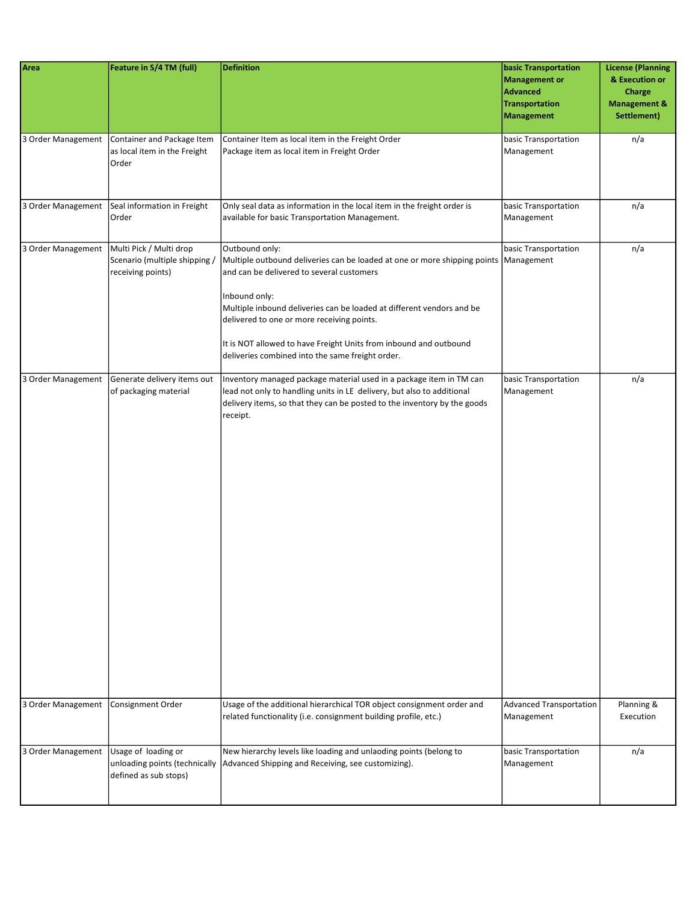| Area | Feature in S/4 TM (full) | Definition | basic Transportation Management or Advanced Transportation Management | License (Planning & Execution or Charge Management & Settlement) |
|---|---|---|---|---|
| 3 Order Management | Container and Package Item as local item in the Freight Order | Container Item as local item in the Freight Order<br>Package item as local item in Freight Order | basic Transportation Management | n/a |
| 3 Order Management | Seal information in Freight Order | Only seal data as information in the local item in the freight order is available for basic Transportation Management. | basic Transportation Management | n/a |
| 3 Order Management | Multi Pick / Multi drop Scenario (multiple shipping / receiving points) | Outbound only:<br>Multiple outbound deliveries can be loaded at one or more shipping points and can be delivered to several customers<br><br>Inbound only:<br>Multiple inbound deliveries can be loaded at different vendors and be delivered to one or more receiving points.<br><br>It is NOT allowed to have Freight Units from inbound and outbound deliveries combined into the same freight order. | basic Transportation Management | n/a |
| 3 Order Management | Generate delivery items out of packaging material | Inventory managed package material used in a package item in TM can lead not only to handling units in LE delivery, but also to additional delivery items, so that they can be posted to the inventory by the goods receipt. | basic Transportation Management | n/a |
| 3 Order Management | Consignment Order | Usage of the additional hierarchical TOR object consignment order and related functionality (i.e. consignment building profile, etc.) | Advanced Transportation Management | Planning & Execution |
| 3 Order Management | Usage of loading or unloading points (technically defined as sub stops) | New hierarchy levels like loading and unloading points (belong to Advanced Shipping and Receiving, see customizing). | basic Transportation Management | n/a |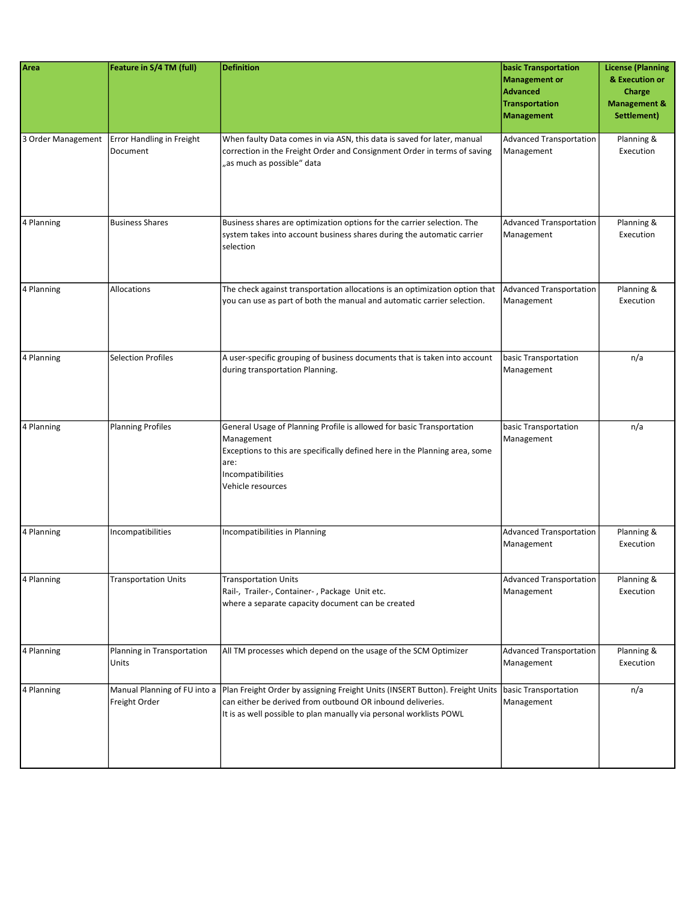| Area | Feature in S/4 TM (full) | Definition | basic Transportation Management or Advanced Transportation Management | License (Planning & Execution or Charge Management & Settlement) |
|---|---|---|---|---|
| 3 Order Management | Error Handling in Freight Document | When faulty Data comes in via ASN, this data is saved for later, manual correction in the Freight Order and Consignment Order in terms of saving „as much as possible" data | Advanced Transportation Management | Planning & Execution |
| 4 Planning | Business Shares | Business shares are optimization options for the carrier selection. The system takes into account business shares during the automatic carrier selection | Advanced Transportation Management | Planning & Execution |
| 4 Planning | Allocations | The check against transportation allocations is an optimization option that you can use as part of both the manual and automatic carrier selection. | Advanced Transportation Management | Planning & Execution |
| 4 Planning | Selection Profiles | A user-specific grouping of business documents that is taken into account during transportation Planning. | basic Transportation Management | n/a |
| 4 Planning | Planning Profiles | General Usage of Planning Profile is allowed for basic Transportation Management<br>Exceptions to this are specifically defined here in the Planning area, some are:<br>Incompatibilities<br>Vehicle resources | basic Transportation Management | n/a |
| 4 Planning | Incompatibilities | Incompatibilities in Planning | Advanced Transportation Management | Planning & Execution |
| 4 Planning | Transportation Units | Transportation Units<br>Rail-, Trailer-, Container- , Package Unit etc.<br>where a separate capacity document can be created | Advanced Transportation Management | Planning & Execution |
| 4 Planning | Planning in Transportation Units | All TM processes which depend on the usage of the SCM Optimizer | Advanced Transportation Management | Planning & Execution |
| 4 Planning | Manual Planning of FU into a Freight Order | Plan Freight Order by assigning Freight Units (INSERT Button). Freight Units can either be derived from outbound OR inbound deliveries.<br>It is as well possible to plan manually via personal worklists POWL | basic Transportation Management | n/a |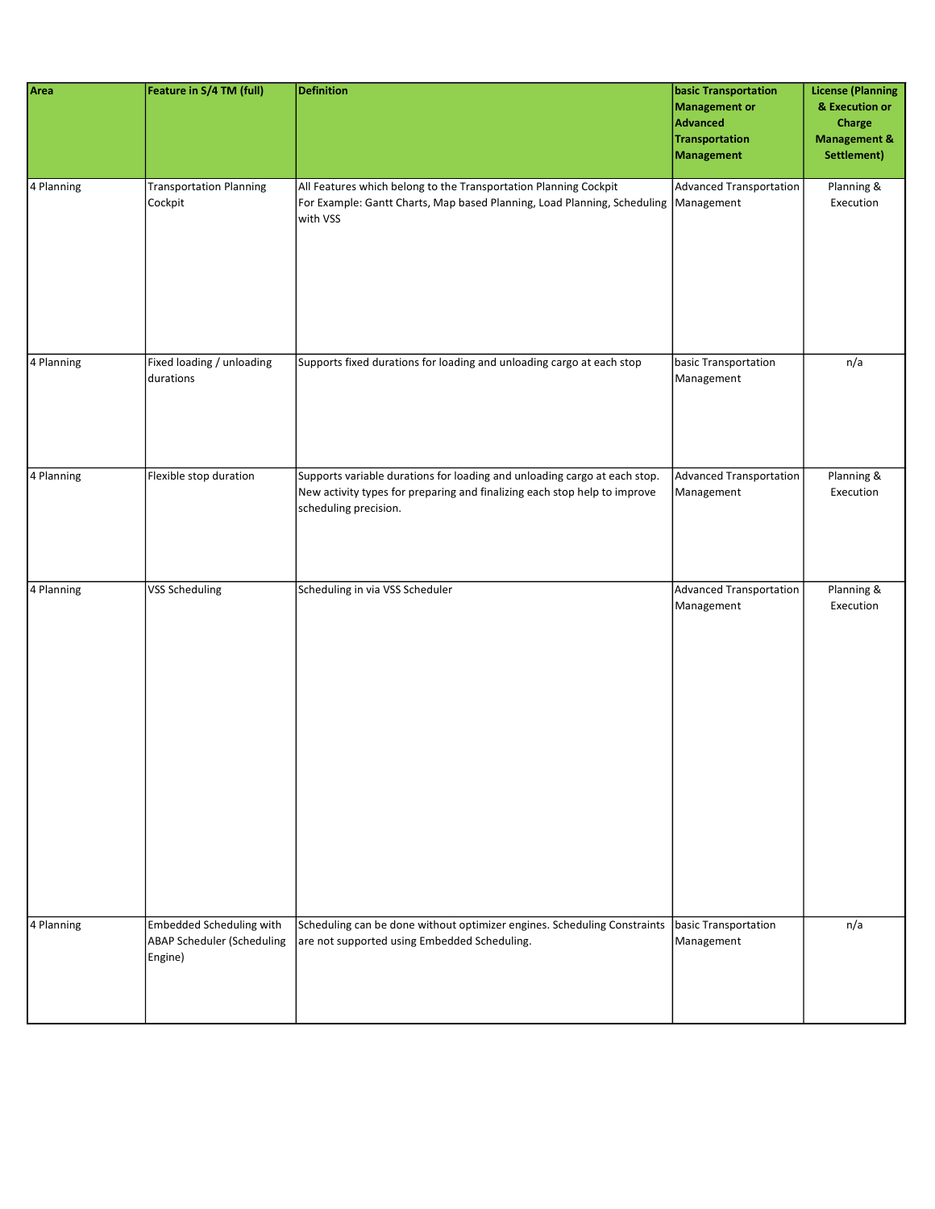| Area | Feature in S/4 TM (full) | Definition | basic Transportation Management or Advanced Transportation Management | License (Planning & Execution or Charge Management & Settlement) |
| --- | --- | --- | --- | --- |
| 4 Planning | Transportation Planning Cockpit | All Features which belong to the Transportation Planning Cockpit<br>For Example: Gantt Charts, Map based Planning, Load Planning, Scheduling with VSS | Advanced Transportation Management | Planning & Execution |
| 4 Planning | Fixed loading / unloading durations | Supports fixed durations for loading and unloading cargo at each stop | basic Transportation Management | n/a |
| 4 Planning | Flexible stop duration | Supports variable durations for loading and unloading cargo at each stop. New activity types for preparing and finalizing each stop help to improve scheduling precision. | Advanced Transportation Management | Planning & Execution |
| 4 Planning | VSS Scheduling | Scheduling in via VSS Scheduler | Advanced Transportation Management | Planning & Execution |
| 4 Planning | Embedded Scheduling with ABAP Scheduler (Scheduling Engine) | Scheduling can be done without optimizer engines. Scheduling Constraints are not supported using Embedded Scheduling. | basic Transportation Management | n/a |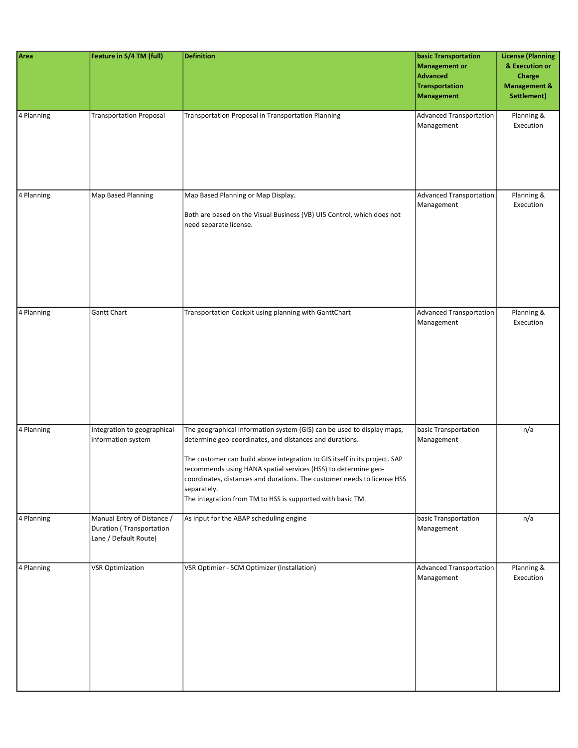| Area | Feature in S/4 TM (full) | Definition | basic Transportation Management or Advanced Transportation Management | License (Planning & Execution or Charge Management & Settlement) |
|---|---|---|---|---|
| 4 Planning | Transportation Proposal | Transportation Proposal in Transportation Planning | Advanced Transportation Management | Planning & Execution |
| 4 Planning | Map Based Planning | Map Based Planning or Map Display.<br><br>Both are based on the Visual Business (VB) UI5 Control, which does not need separate license. | Advanced Transportation Management | Planning & Execution |
| 4 Planning | Gantt Chart | Transportation Cockpit using planning with GanttChart | Advanced Transportation Management | Planning & Execution |
| 4 Planning | Integration to geographical information system | The geographical information system (GIS) can be used to display maps, determine geo-coordinates, and distances and durations.<br><br>The customer can build above integration to GIS itself in its project. SAP recommends using HANA spatial services (HSS) to determine geo-coordinates, distances and durations. The customer needs to license HSS separately.<br>The integration from TM to HSS is supported with basic TM. | basic Transportation Management | n/a |
| 4 Planning | Manual Entry of Distance / Duration ( Transportation Lane / Default Route) | As input for the ABAP scheduling engine | basic Transportation Management | n/a |
| 4 Planning | VSR Optimization | VSR Optimier - SCM Optimizer (Installation) | Advanced Transportation Management | Planning & Execution |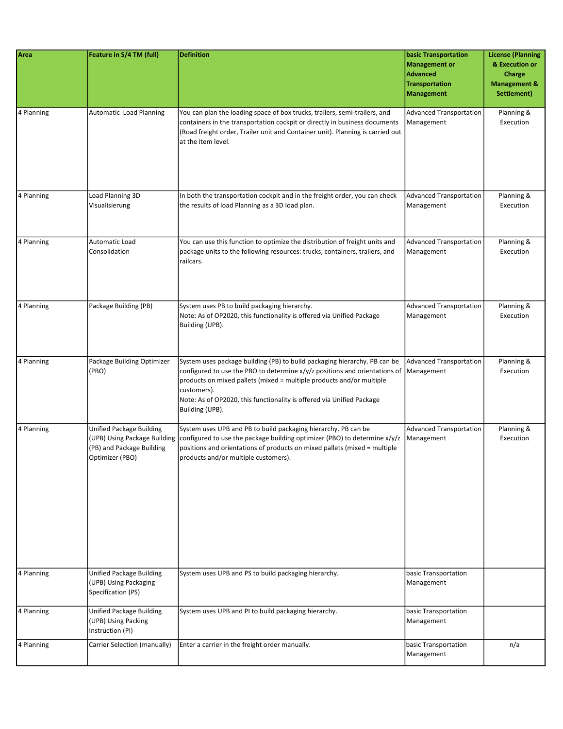| Area | Feature in S/4 TM (full) | Definition | basic Transportation Management or Advanced Transportation Management | License (Planning & Execution or Charge Management & Settlement) |
| --- | --- | --- | --- | --- |
| 4 Planning | Automatic  Load Planning | You can plan the loading space of box trucks, trailers, semi-trailers, and containers in the transportation cockpit or directly in business documents (Road freight order, Trailer unit and Container unit). Planning is carried out at the item level. | Advanced Transportation Management | Planning & Execution |
| 4 Planning | Load Planning 3D Visualisierung | In both the transportation cockpit and in the freight order, you can check the results of load Planning as a 3D load plan. | Advanced Transportation Management | Planning & Execution |
| 4 Planning | Automatic Load Consolidation | You can use this function to optimize the distribution of freight units and package units to the following resources: trucks, containers, trailers, and railcars. | Advanced Transportation Management | Planning & Execution |
| 4 Planning | Package Building (PB) | System uses PB to build packaging hierarchy.<br>Note: As of OP2020, this functionality is offered via Unified Package Building (UPB). | Advanced Transportation Management | Planning & Execution |
| 4 Planning | Package Building Optimizer (PBO) | System uses package building (PB) to build packaging hierarchy. PB can be configured to use the PBO to determine x/y/z positions and orientations of products on mixed pallets (mixed = multiple products and/or multiple customers).<br>Note: As of OP2020, this functionality is offered via Unified Package Building (UPB). | Advanced Transportation Management | Planning & Execution |
| 4 Planning | Unified Package Building (UPB) Using Package Building (PB) and Package Building Optimizer (PBO) | System uses UPB and PB to build packaging hierarchy. PB can be configured to use the package building optimizer (PBO) to determine x/y/z positions and orientations of products on mixed pallets (mixed = multiple products and/or multiple customers). | Advanced Transportation Management | Planning & Execution |
| 4 Planning | Unified Package Building (UPB) Using Packaging Specification (PS) | System uses UPB and PS to build packaging hierarchy. | basic Transportation Management | |
| 4 Planning | Unified Package Building (UPB) Using Packing Instruction (PI) | System uses UPB and PI to build packaging hierarchy. | basic Transportation Management | |
| 4 Planning | Carrier Selection (manually) | Enter a carrier in the freight order manually. | basic Transportation Management | n/a |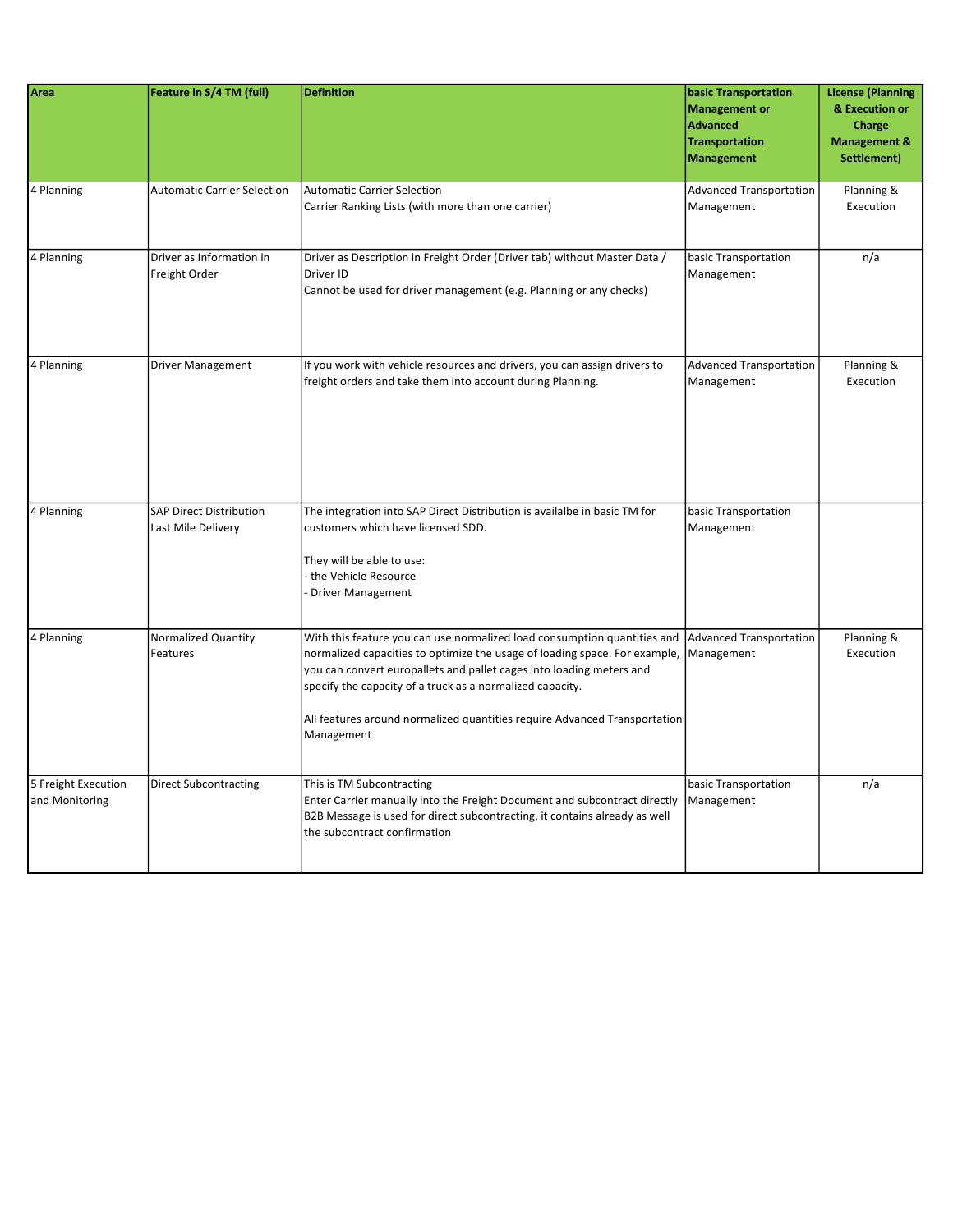| Area | Feature in S/4 TM (full) | Definition | basic Transportation Management or Advanced Transportation Management | License (Planning & Execution or Charge Management & Settlement) |
|---|---|---|---|---|
| 4 Planning | Automatic Carrier Selection | Automatic Carrier Selection<br>Carrier Ranking Lists (with more than one carrier) | Advanced Transportation Management | Planning & Execution |
| 4 Planning | Driver as Information in Freight Order | Driver as Description in Freight Order (Driver tab) without Master Data / Driver ID<br>Cannot be used for driver management (e.g. Planning or any checks) | basic Transportation Management | n/a |
| 4 Planning | Driver Management | If you work with vehicle resources and drivers, you can assign drivers to freight orders and take them into account during Planning. | Advanced Transportation Management | Planning & Execution |
| 4 Planning | SAP Direct Distribution Last Mile Delivery | The integration into SAP Direct Distribution is availalbe in basic TM for customers which have licensed SDD.<br><br>They will be able to use:<br>- the Vehicle Resource<br>- Driver Management | basic Transportation Management | |
| 4 Planning | Normalized Quantity Features | With this feature you can use normalized load consumption quantities and normalized capacities to optimize the usage of loading space. For example, you can convert europallets and pallet cages into loading meters and specify the capacity of a truck as a normalized capacity.<br><br>All features around normalized quantities require Advanced Transportation Management | Advanced Transportation Management | Planning & Execution |
| 5 Freight Execution and Monitoring | Direct Subcontracting | This is TM Subcontracting<br>Enter Carrier manually into the Freight Document and subcontract directly<br>B2B Message is used for direct subcontracting, it contains already as well the subcontract confirmation | basic Transportation Management | n/a |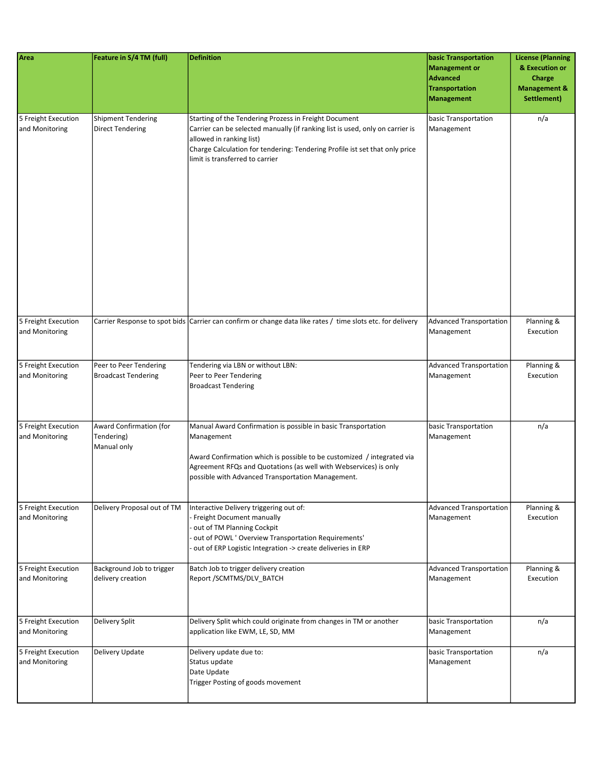| Area | Feature in S/4 TM (full) | Definition | basic Transportation Management or Advanced Transportation Management | License (Planning & Execution or Charge Management & Settlement) |
|---|---|---|---|---|
| 5 Freight Execution and Monitoring | Shipment Tendering<br>Direct Tendering | Starting of the Tendering Prozess in Freight Document<br>Carrier can be selected manually (if ranking list is used, only on carrier is allowed in ranking list)<br>Charge Calculation for tendering: Tendering Profile ist set that only price limit is transferred to carrier | basic Transportation Management | n/a |
| 5 Freight Execution and Monitoring | Carrier Response to spot bids | Carrier can confirm or change data like rates / time slots etc. for delivery | Advanced Transportation Management | Planning & Execution |
| 5 Freight Execution and Monitoring | Peer to Peer Tendering<br>Broadcast Tendering | Tendering via LBN or without LBN:<br>Peer to Peer Tendering<br>Broadcast Tendering | Advanced Transportation Management | Planning & Execution |
| 5 Freight Execution and Monitoring | Award Confirmation (for Tendering)<br>Manual only | Manual Award Confirmation is possible in basic Transportation Management<br><br>Award Confirmation which is possible to be customized / integrated via Agreement RFQs and Quotations (as well with Webservices) is only possible with Advanced Transportation Management. | basic Transportation Management | n/a |
| 5 Freight Execution and Monitoring | Delivery Proposal out of TM | Interactive Delivery triggering out of:<br>- Freight Document manually<br>- out of TM Planning Cockpit<br>- out of POWL ' Overview Transportation Requirements'<br>- out of ERP Logistic Integration -> create deliveries in ERP | Advanced Transportation Management | Planning & Execution |
| 5 Freight Execution and Monitoring | Background Job to trigger delivery creation | Batch Job to trigger delivery creation<br>Report /SCMTMS/DLV_BATCH | Advanced Transportation Management | Planning & Execution |
| 5 Freight Execution and Monitoring | Delivery Split | Delivery Split which could originate from changes in TM or another application like EWM, LE, SD, MM | basic Transportation Management | n/a |
| 5 Freight Execution and Monitoring | Delivery Update | Delivery update due to:<br>Status update<br>Date Update<br>Trigger Posting of goods movement | basic Transportation Management | n/a |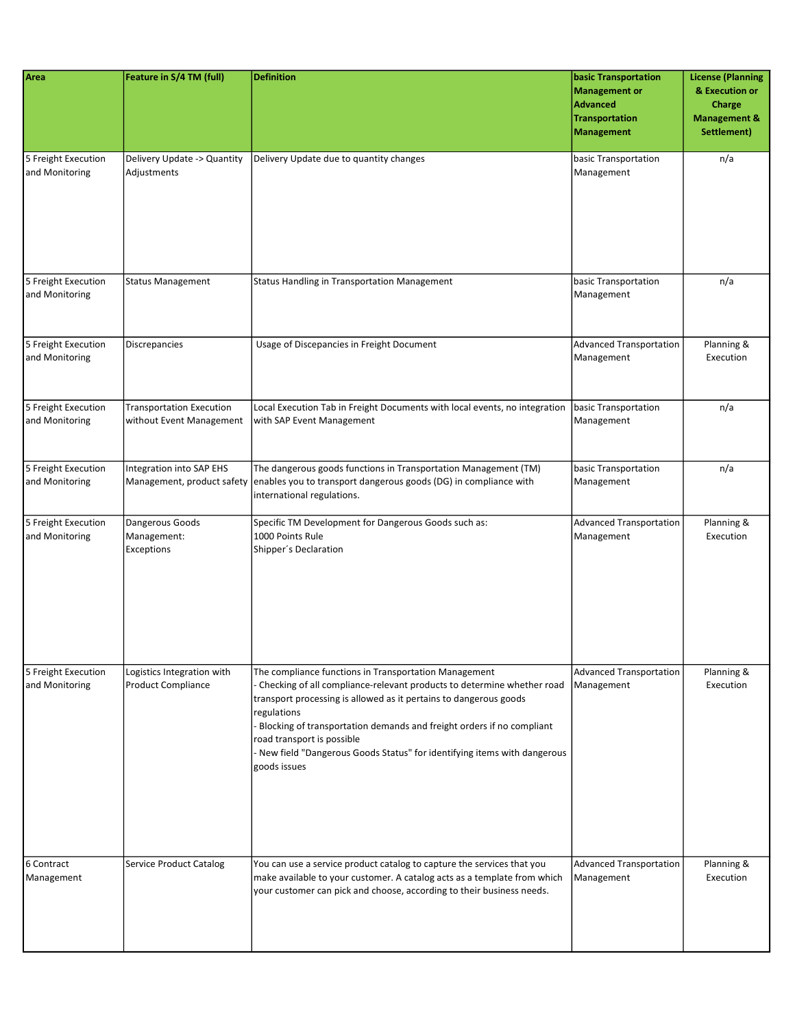| Area | Feature in S/4 TM (full) | Definition | basic Transportation Management or Advanced Transportation Management | License (Planning & Execution or Charge Management & Settlement) |
|---|---|---|---|---|
| 5 Freight Execution and Monitoring | Delivery Update -> Quantity Adjustments | Delivery Update due to quantity changes | basic Transportation Management | n/a |
| 5 Freight Execution and Monitoring | Status Management | Status Handling in Transportation Management | basic Transportation Management | n/a |
| 5 Freight Execution and Monitoring | Discrepancies | Usage of Discepancies in Freight Document | Advanced Transportation Management | Planning & Execution |
| 5 Freight Execution and Monitoring | Transportation Execution without Event Management | Local Execution Tab in Freight Documents with local events, no integration with SAP Event Management | basic Transportation Management | n/a |
| 5 Freight Execution and Monitoring | Integration into SAP EHS Management, product safety | The dangerous goods functions in Transportation Management (TM) enables you to transport dangerous goods (DG) in compliance with international regulations. | basic Transportation Management | n/a |
| 5 Freight Execution and Monitoring | Dangerous Goods Management: Exceptions | Specific TM Development for Dangerous Goods such as:<br>1000 Points Rule<br>Shipper´s Declaration | Advanced Transportation Management | Planning & Execution |
| 5 Freight Execution and Monitoring | Logistics Integration with Product Compliance | The compliance functions in Transportation Management<br>- Checking of all compliance-relevant products to determine whether road transport processing is allowed as it pertains to dangerous goods regulations<br>- Blocking of transportation demands and freight orders if no compliant road transport is possible<br>- New field "Dangerous Goods Status" for identifying items with dangerous goods issues | Advanced Transportation Management | Planning & Execution |
| 6 Contract Management | Service Product Catalog | You can use a service product catalog to capture the services that you make available to your customer. A catalog acts as a template from which your customer can pick and choose, according to their business needs. | Advanced Transportation Management | Planning & Execution |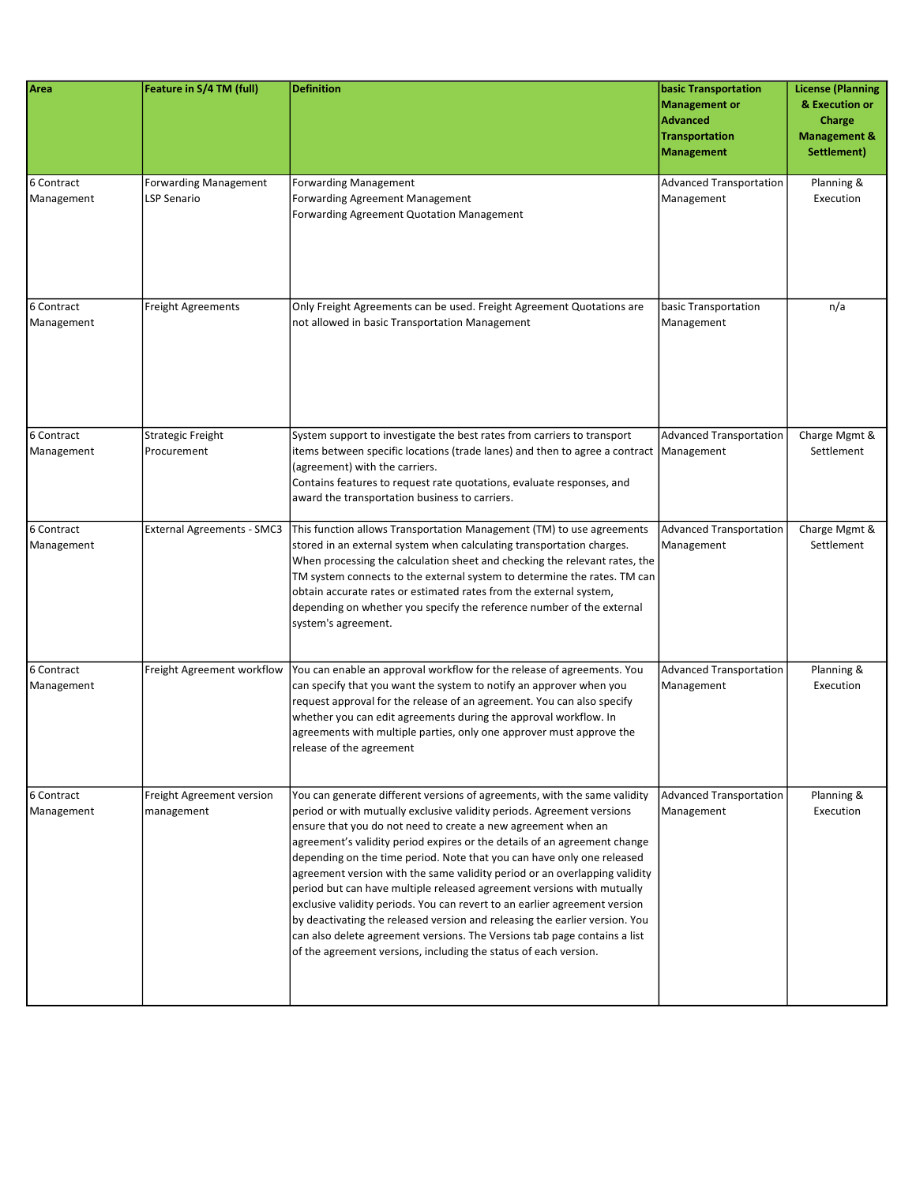| Area | Feature in S/4 TM (full) | Definition | basic Transportation Management or Advanced Transportation Management | License (Planning & Execution or Charge Management & Settlement) |
|---|---|---|---|---|
| 6 Contract Management | Forwarding Management LSP Senario | Forwarding Management<br>Forwarding Agreement Management<br>Forwarding Agreement Quotation Management | Advanced Transportation Management | Planning & Execution |
| 6 Contract Management | Freight Agreements | Only Freight Agreements can be used. Freight Agreement Quotations are not allowed in basic Transportation Management | basic Transportation Management | n/a |
| 6 Contract Management | Strategic Freight Procurement | System support to investigate the best rates from carriers to transport items between specific locations (trade lanes) and then to agree a contract (agreement) with the carriers.<br>Contains features to request rate quotations, evaluate responses, and award the transportation business to carriers. | Advanced Transportation Management | Charge Mgmt & Settlement |
| 6 Contract Management | External Agreements - SMC3 | This function allows Transportation Management (TM) to use agreements stored in an external system when calculating transportation charges. When processing the calculation sheet and checking the relevant rates, the TM system connects to the external system to determine the rates. TM can obtain accurate rates or estimated rates from the external system, depending on whether you specify the reference number of the external system's agreement. | Advanced Transportation Management | Charge Mgmt & Settlement |
| 6 Contract Management | Freight Agreement workflow | You can enable an approval workflow for the release of agreements. You can specify that you want the system to notify an approver when you request approval for the release of an agreement. You can also specify whether you can edit agreements during the approval workflow. In agreements with multiple parties, only one approver must approve the release of the agreement | Advanced Transportation Management | Planning & Execution |
| 6 Contract Management | Freight Agreement version management | You can generate different versions of agreements, with the same validity period or with mutually exclusive validity periods. Agreement versions ensure that you do not need to create a new agreement when an agreement's validity period expires or the details of an agreement change depending on the time period. Note that you can have only one released agreement version with the same validity period or an overlapping validity period but can have multiple released agreement versions with mutually exclusive validity periods. You can revert to an earlier agreement version by deactivating the released version and releasing the earlier version. You can also delete agreement versions. The Versions tab page contains a list of the agreement versions, including the status of each version. | Advanced Transportation Management | Planning & Execution |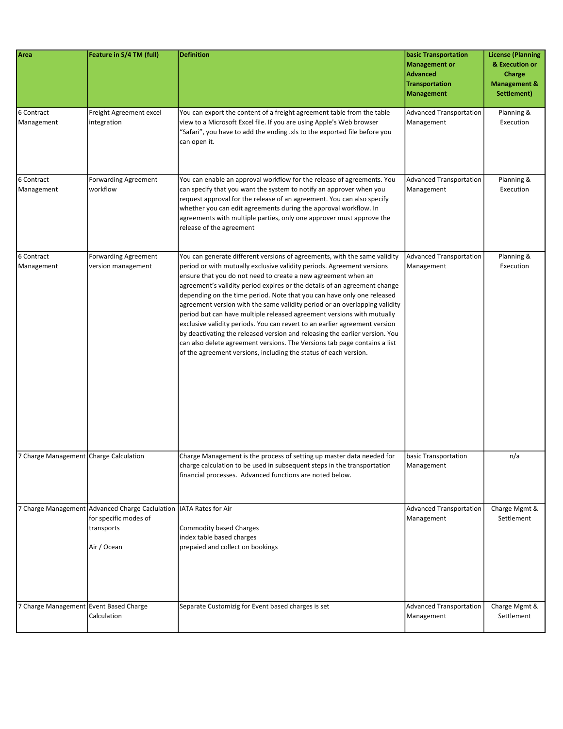| Area | Feature in S/4 TM (full) | Definition | basic Transportation Management or Advanced Transportation Management | License (Planning & Execution or Charge Management & Settlement) |
|---|---|---|---|---|
| 6 Contract Management | Freight Agreement excel integration | You can export the content of a freight agreement table from the table view to a Microsoft Excel file. If you are using Apple's Web browser "Safari", you have to add the ending .xls to the exported file before you can open it. | Advanced Transportation Management | Planning & Execution |
| 6 Contract Management | Forwarding Agreement workflow | You can enable an approval workflow for the release of agreements. You can specify that you want the system to notify an approver when you request approval for the release of an agreement. You can also specify whether you can edit agreements during the approval workflow. In agreements with multiple parties, only one approver must approve the release of the agreement | Advanced Transportation Management | Planning & Execution |
| 6 Contract Management | Forwarding Agreement version management | You can generate different versions of agreements, with the same validity period or with mutually exclusive validity periods. Agreement versions ensure that you do not need to create a new agreement when an agreement's validity period expires or the details of an agreement change depending on the time period. Note that you can have only one released agreement version with the same validity period or an overlapping validity period but can have multiple released agreement versions with mutually exclusive validity periods. You can revert to an earlier agreement version by deactivating the released version and releasing the earlier version. You can also delete agreement versions. The Versions tab page contains a list of the agreement versions, including the status of each version. | Advanced Transportation Management | Planning & Execution |
| 7 Charge Management | Charge Calculation | Charge Management is the process of setting up master data needed for charge calculation to be used in subsequent steps in the transportation financial processes. Advanced functions are noted below. | basic Transportation Management | n/a |
| 7 Charge Management | Advanced Charge Caclulation for specific modes of transports<br><br>Air / Ocean | IATA Rates for Air<br><br>Commodity based Charges<br>index table based charges<br>prepaied and collect on bookings | Advanced Transportation Management | Charge Mgmt & Settlement |
| 7 Charge Management | Event Based Charge Calculation | Separate Customizig for Event based charges is set | Advanced Transportation Management | Charge Mgmt & Settlement |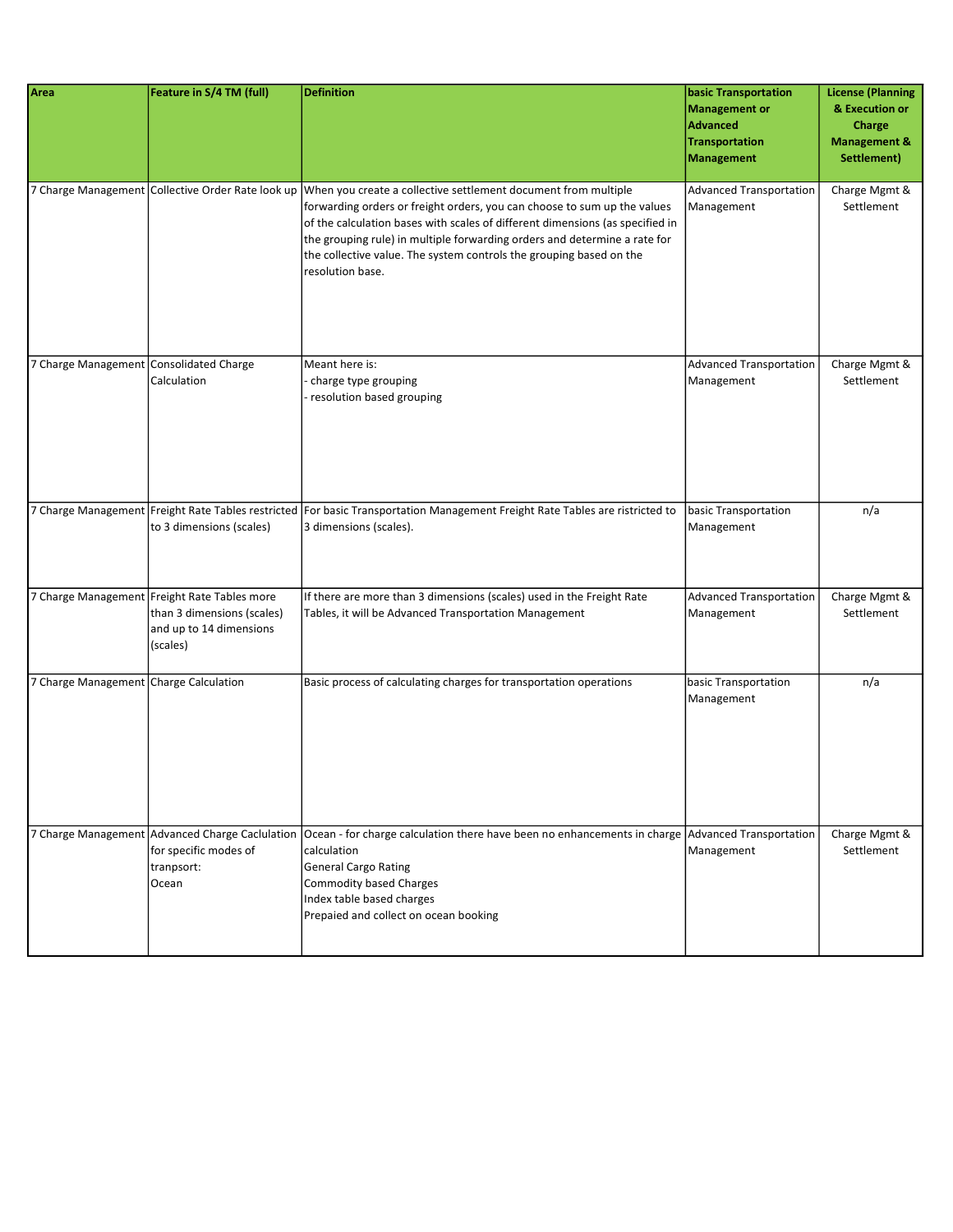| Area | Feature in S/4 TM (full) | Definition | basic Transportation Management or Advanced Transportation Management | License (Planning & Execution or Charge Management & Settlement) |
|---|---|---|---|---|
| 7 Charge Management | Collective Order Rate look up | When you create a collective settlement document from multiple forwarding orders or freight orders, you can choose to sum up the values of the calculation bases with scales of different dimensions (as specified in the grouping rule) in multiple forwarding orders and determine a rate for the collective value. The system controls the grouping based on the resolution base. | Advanced Transportation Management | Charge Mgmt & Settlement |
| 7 Charge Management | Consolidated Charge Calculation | Meant here is:<br>- charge type grouping<br>- resolution based grouping | Advanced Transportation Management | Charge Mgmt & Settlement |
| 7 Charge Management | Freight Rate Tables restricted to 3 dimensions (scales) | For basic Transportation Management Freight Rate Tables are ristricted to 3 dimensions (scales). | basic Transportation Management | n/a |
| 7 Charge Management | Freight Rate Tables more than 3 dimensions (scales) and up to 14 dimensions (scales) | If there are more than 3 dimensions (scales) used in the Freight Rate Tables, it will be Advanced Transportation Management | Advanced Transportation Management | Charge Mgmt & Settlement |
| 7 Charge Management | Charge Calculation | Basic process of calculating charges for transportation operations | basic Transportation Management | n/a |
| 7 Charge Management | Advanced Charge Caclulation for specific modes of tranpsort:<br>Ocean | Ocean - for charge calculation there have been no enhancements in charge calculation<br>General Cargo Rating<br>Commodity based Charges<br>Index table based charges<br>Prepaied and collect on ocean booking | Advanced Transportation Management | Charge Mgmt & Settlement |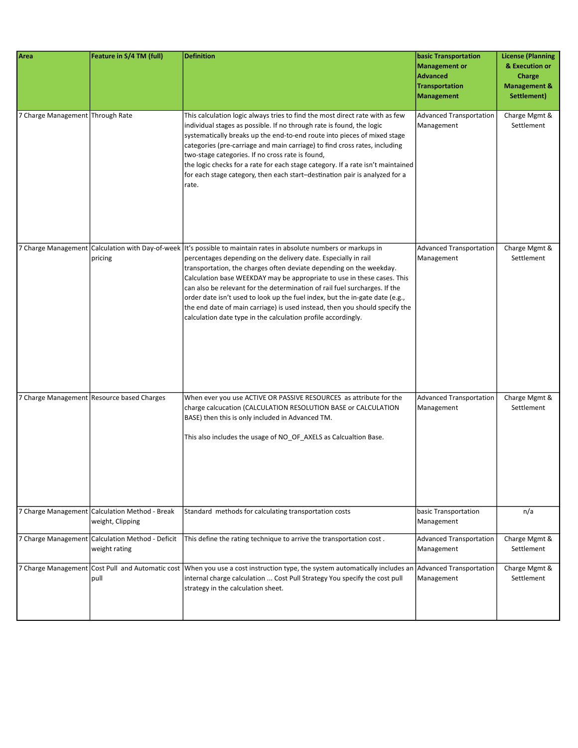| Area | Feature in S/4 TM (full) | Definition | basic Transportation Management or Advanced Transportation Management | License (Planning & Execution or Charge Management & Settlement) |
|---|---|---|---|---|
| 7 Charge Management | Through Rate | This calculation logic always tries to find the most direct rate with as few individual stages as possible. If no through rate is found, the logic systematically breaks up the end-to-end route into pieces of mixed stage categories (pre-carriage and main carriage) to find cross rates, including two-stage categories. If no cross rate is found, the logic checks for a rate for each stage category. If a rate isn't maintained for each stage category, then each start–destination pair is analyzed for a rate. | Advanced Transportation Management | Charge Mgmt & Settlement |
| 7 Charge Management | Calculation with Day-of-week pricing | It's possible to maintain rates in absolute numbers or markups in percentages depending on the delivery date. Especially in rail transportation, the charges often deviate depending on the weekday. Calculation base WEEKDAY may be appropriate to use in these cases. This can also be relevant for the determination of rail fuel surcharges. If the order date isn't used to look up the fuel index, but the in-gate date (e.g., the end date of main carriage) is used instead, then you should specify the calculation date type in the calculation profile accordingly. | Advanced Transportation Management | Charge Mgmt & Settlement |
| 7 Charge Management | Resource based Charges | When ever you use ACTIVE OR PASSIVE RESOURCES as attribute for the charge calcucation (CALCULATION RESOLUTION BASE or CALCULATION BASE) then this is only included in Advanced TM.<br><br>This also includes the usage of NO_OF_AXELS as Calcualtion Base. | Advanced Transportation Management | Charge Mgmt & Settlement |
| 7 Charge Management | Calculation Method - Break weight, Clipping | Standard methods for calculating transportation costs | basic Transportation Management | n/a |
| 7 Charge Management | Calculation Method - Deficit weight rating | This define the rating technique to arrive the transportation cost . | Advanced Transportation Management | Charge Mgmt & Settlement |
| 7 Charge Management | Cost Pull and Automatic cost pull | When you use a cost instruction type, the system automatically includes an internal charge calculation ... Cost Pull Strategy You specify the cost pull strategy in the calculation sheet. | Advanced Transportation Management | Charge Mgmt & Settlement |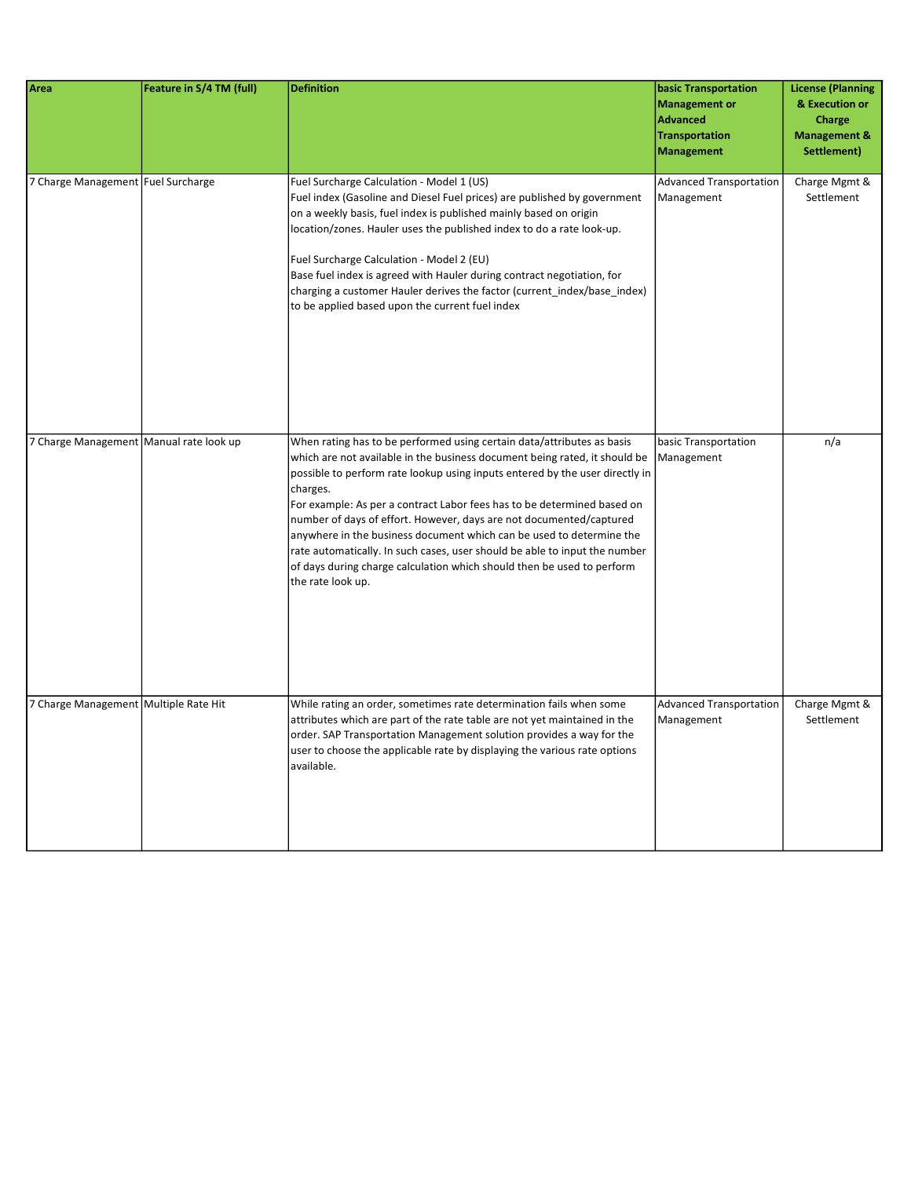| Area | Feature in S/4 TM (full) | Definition | basic Transportation Management or Advanced Transportation Management | License (Planning & Execution or Charge Management & Settlement) |
|---|---|---|---|---|
| 7 Charge Management | Fuel Surcharge | Fuel Surcharge Calculation - Model 1 (US)<br>Fuel index (Gasoline and Diesel Fuel prices) are published by government on a weekly basis, fuel index is published mainly based on origin location/zones. Hauler uses the published index to do a rate look-up.<br><br>Fuel Surcharge Calculation - Model 2 (EU)<br>Base fuel index is agreed with Hauler during contract negotiation, for charging a customer Hauler derives the factor (current_index/base_index) to be applied based upon the current fuel index | Advanced Transportation Management | Charge Mgmt & Settlement |
| 7 Charge Management | Manual rate look up | When rating has to be performed using certain data/attributes as basis which are not available in the business document being rated, it should be possible to perform rate lookup using inputs entered by the user directly in charges.<br>For example: As per a contract Labor fees has to be determined based on number of days of effort. However, days are not documented/captured anywhere in the business document which can be used to determine the rate automatically. In such cases, user should be able to input the number of days during charge calculation which should then be used to perform the rate look up. | basic Transportation Management | n/a |
| 7 Charge Management | Multiple Rate Hit | While rating an order, sometimes rate determination fails when some attributes which are part of the rate table are not yet maintained in the order. SAP Transportation Management solution provides a way for the user to choose the applicable rate by displaying the various rate options available. | Advanced Transportation Management | Charge Mgmt & Settlement |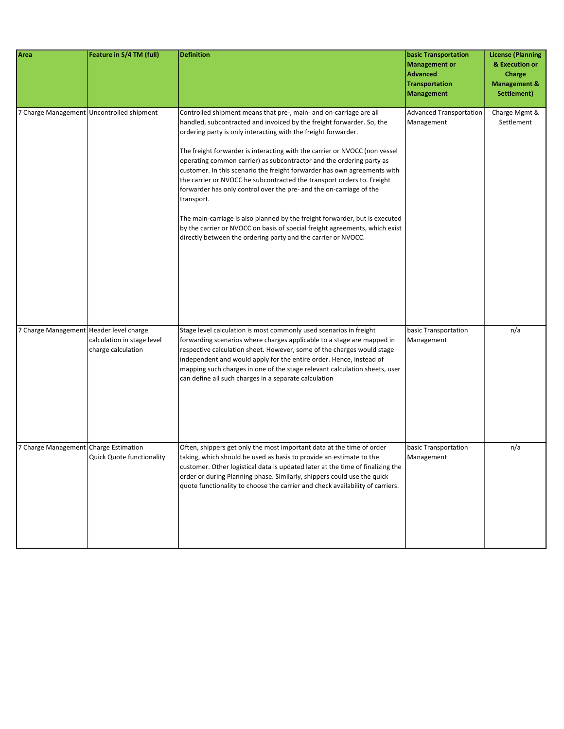| Area | Feature in S/4 TM (full) | Definition | basic Transportation Management or Advanced Transportation Management | License (Planning & Execution or Charge Management & Settlement) |
|---|---|---|---|---|
| 7 Charge Management | Uncontrolled shipment | Controlled shipment means that pre-, main- and on-carriage are all handled, subcontracted and invoiced by the freight forwarder. So, the ordering party is only interacting with the freight forwarder.<br><br>The freight forwarder is interacting with the carrier or NVOCC (non vessel operating common carrier) as subcontractor and the ordering party as customer. In this scenario the freight forwarder has own agreements with the carrier or NVOCC he subcontracted the transport orders to. Freight forwarder has only control over the pre- and the on-carriage of the transport.<br><br>The main-carriage is also planned by the freight forwarder, but is executed by the carrier or NVOCC on basis of special freight agreements, which exist directly between the ordering party and the carrier or NVOCC. | Advanced Transportation Management | Charge Mgmt & Settlement |
| 7 Charge Management | Header level charge calculation in stage level charge calculation | Stage level calculation is most commonly used scenarios in freight forwarding scenarios where charges applicable to a stage are mapped in respective calculation sheet. However, some of the charges would stage independent and would apply for the entire order. Hence, instead of mapping such charges in one of the stage relevant calculation sheets, user can define all such charges in a separate calculation | basic Transportation Management | n/a |
| 7 Charge Management | Charge Estimation Quick Quote functionality | Often, shippers get only the most important data at the time of order taking, which should be used as basis to provide an estimate to the customer. Other logistical data is updated later at the time of finalizing the order or during Planning phase. Similarly, shippers could use the quick quote functionality to choose the carrier and check availability of carriers. | basic Transportation Management | n/a |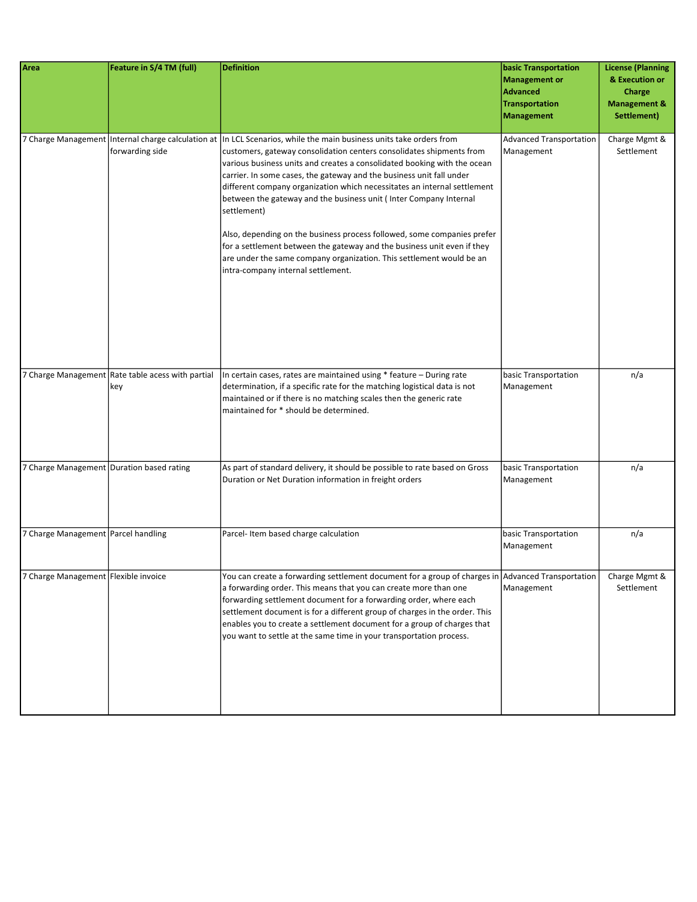| Area | Feature in S/4 TM (full) | Definition | basic Transportation Management or Advanced Transportation Management | License (Planning & Execution or Charge Management & Settlement) |
|---|---|---|---|---|
| 7 Charge Management | Internal charge calculation at forwarding side | In LCL Scenarios, while the main business units take orders from customers, gateway consolidation centers consolidates shipments from various business units and creates a consolidated booking with the ocean carrier. In some cases, the gateway and the business unit fall under different company organization which necessitates an internal settlement between the gateway and the business unit ( Inter Company Internal settlement)<br><br>Also, depending on the business process followed, some companies prefer for a settlement between the gateway and the business unit even if they are under the same company organization. This settlement would be an intra-company internal settlement. | Advanced Transportation Management | Charge Mgmt & Settlement |
| 7 Charge Management | Rate table acess with partial key | In certain cases, rates are maintained using * feature – During rate determination, if a specific rate for the matching logistical data is not maintained or if there is no matching scales then the generic rate maintained for * should be determined. | basic Transportation Management | n/a |
| 7 Charge Management | Duration based rating | As part of standard delivery, it should be possible to rate based on Gross Duration or Net Duration information in freight orders | basic Transportation Management | n/a |
| 7 Charge Management | Parcel handling | Parcel- Item based charge calculation | basic Transportation Management | n/a |
| 7 Charge Management | Flexible invoice | You can create a forwarding settlement document for a group of charges in a forwarding order. This means that you can create more than one forwarding settlement document for a forwarding order, where each settlement document is for a different group of charges in the order. This enables you to create a settlement document for a group of charges that you want to settle at the same time in your transportation process. | Advanced Transportation Management | Charge Mgmt & Settlement |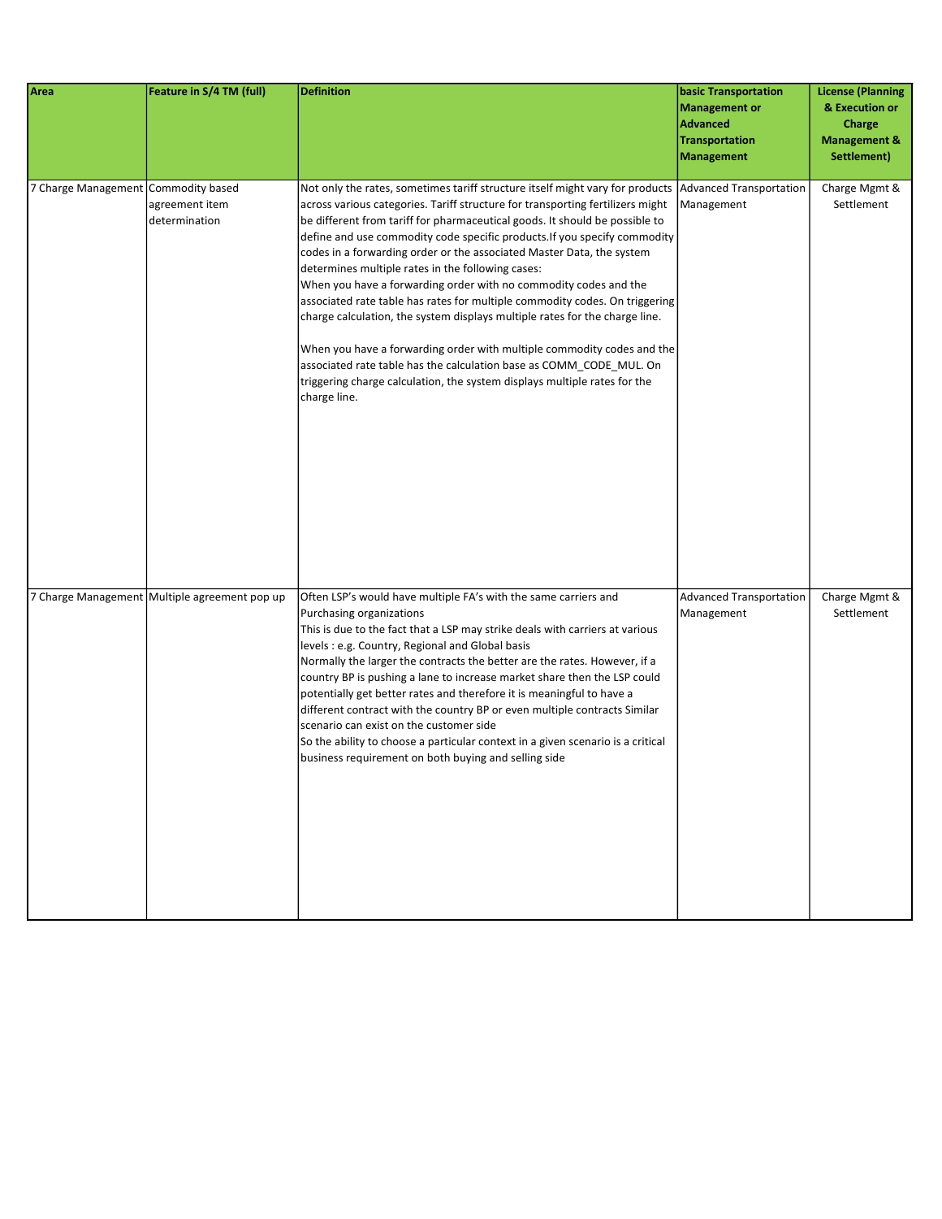| Area | Feature in S/4 TM (full) | Definition | basic Transportation Management or Advanced Transportation Management | License (Planning & Execution or Charge Management & Settlement) |
|---|---|---|---|---|
| 7 Charge Management | Commodity based agreement item determination | Not only the rates, sometimes tariff structure itself might vary for products across various categories. Tariff structure for transporting fertilizers might be different from tariff for pharmaceutical goods. It should be possible to define and use commodity code specific products.If you specify commodity codes in a forwarding order or the associated Master Data, the system determines multiple rates in the following cases:<br>When you have a forwarding order with no commodity codes and the associated rate table has rates for multiple commodity codes. On triggering charge calculation, the system displays multiple rates for the charge line.<br><br>When you have a forwarding order with multiple commodity codes and the associated rate table has the calculation base as COMM_CODE_MUL. On triggering charge calculation, the system displays multiple rates for the charge line. | Advanced Transportation Management | Charge Mgmt & Settlement |
| 7 Charge Management | Multiple agreement pop up | Often LSP's would have multiple FA's with the same carriers and Purchasing organizations<br>This is due to the fact that a LSP may strike deals with carriers at various levels : e.g. Country, Regional and Global basis<br>Normally the larger the contracts the better are the rates. However, if a country BP is pushing a lane to increase market share then the LSP could potentially get better rates and therefore it is meaningful to have a different contract with the country BP or even multiple contracts Similar scenario can exist on the customer side<br>So the ability to choose a particular context in a given scenario is a critical business requirement on both buying and selling side | Advanced Transportation Management | Charge Mgmt & Settlement |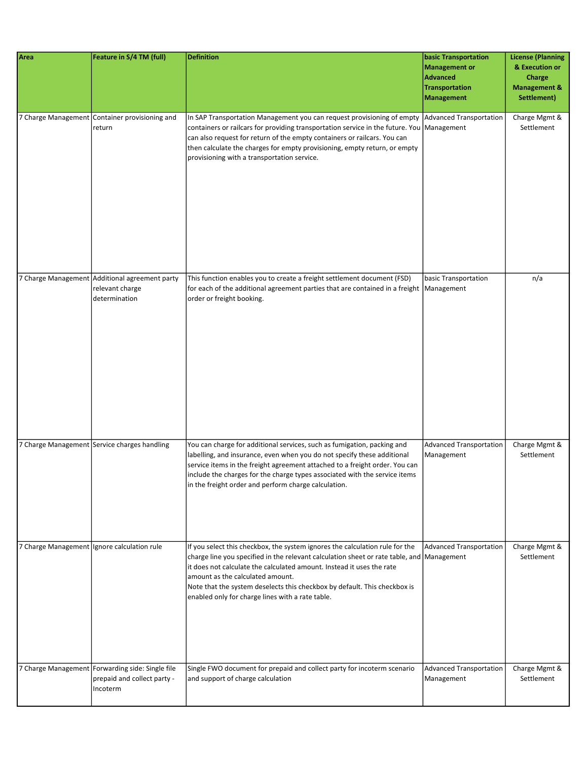| Area | Feature in S/4 TM (full) | Definition | basic Transportation Management or Advanced Transportation Management | License (Planning & Execution or Charge Management & Settlement) |
|---|---|---|---|---|
| 7 Charge Management | Container provisioning and return | In SAP Transportation Management you can request provisioning of empty containers or railcars for providing transportation service in the future. You can also request for return of the empty containers or railcars. You can then calculate the charges for empty provisioning, empty return, or empty provisioning with a transportation service. | Advanced Transportation Management | Charge Mgmt & Settlement |
| 7 Charge Management | Additional agreement party relevant charge determination | This function enables you to create a freight settlement document (FSD) for each of the additional agreement parties that are contained in a freight order or freight booking. | basic Transportation Management | n/a |
| 7 Charge Management | Service charges handling | You can charge for additional services, such as fumigation, packing and labelling, and insurance, even when you do not specify these additional service items in the freight agreement attached to a freight order. You can include the charges for the charge types associated with the service items in the freight order and perform charge calculation. | Advanced Transportation Management | Charge Mgmt & Settlement |
| 7 Charge Management | Ignore calculation rule | If you select this checkbox, the system ignores the calculation rule for the charge line you specified in the relevant calculation sheet or rate table, and it does not calculate the calculated amount. Instead it uses the rate amount as the calculated amount.<br>Note that the system deselects this checkbox by default. This checkbox is enabled only for charge lines with a rate table. | Advanced Transportation Management | Charge Mgmt & Settlement |
| 7 Charge Management | Forwarding side: Single file prepaid and collect party - Incoterm | Single FWO document for prepaid and collect party for incoterm scenario and support of charge calculation | Advanced Transportation Management | Charge Mgmt & Settlement |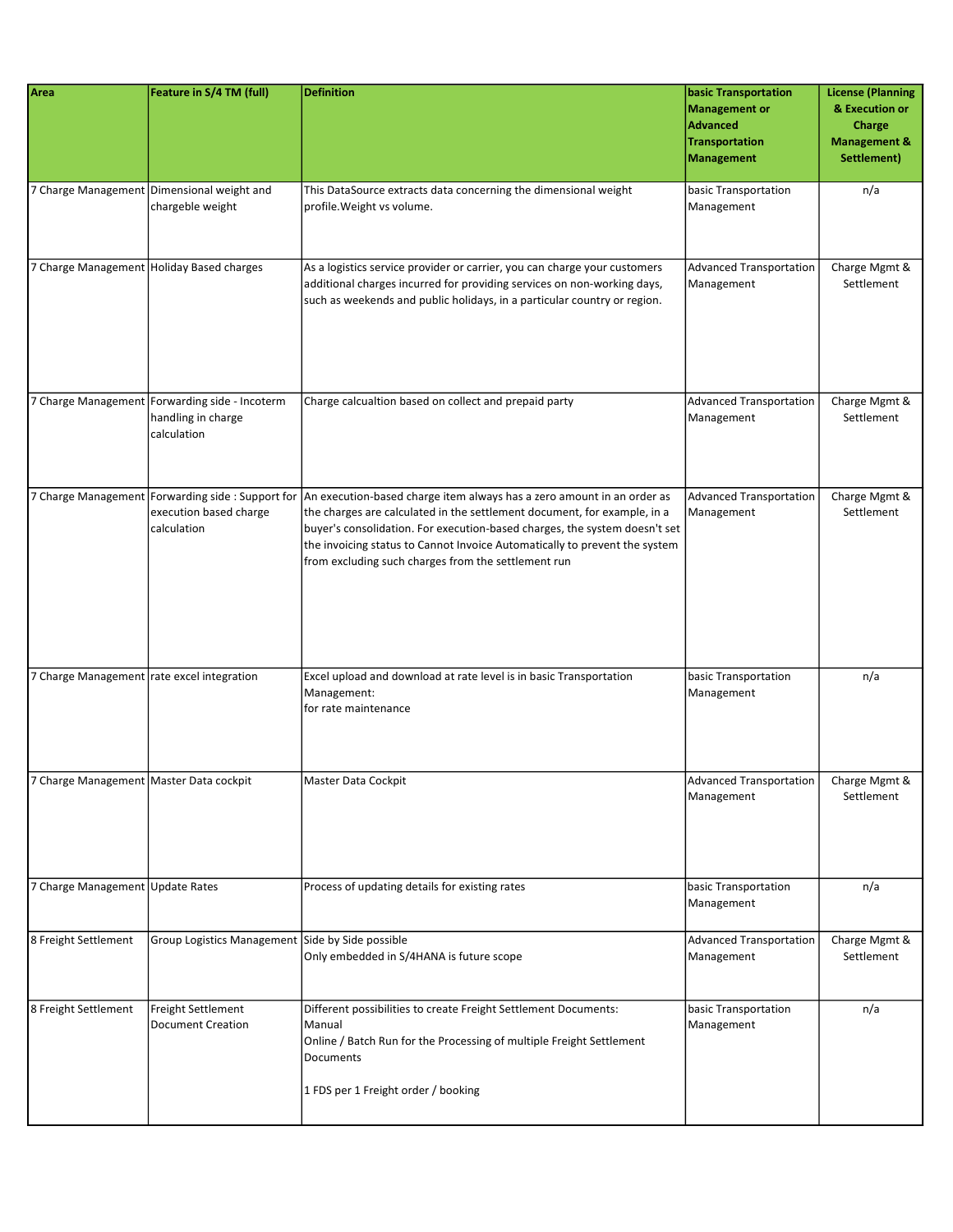| Area | Feature in S/4 TM (full) | Definition | basic Transportation Management or Advanced Transportation Management | License (Planning & Execution or Charge Management & Settlement) |
|---|---|---|---|---|
| 7 Charge Management | Dimensional weight and chargeble weight | This DataSource extracts data concerning the dimensional weight profile.Weight vs volume. | basic Transportation Management | n/a |
| 7 Charge Management | Holiday Based charges | As a logistics service provider or carrier, you can charge your customers additional charges incurred for providing services on non-working days, such as weekends and public holidays, in a particular country or region. | Advanced Transportation Management | Charge Mgmt & Settlement |
| 7 Charge Management | Forwarding side - Incoterm handling in charge calculation | Charge calcualtion based on collect and prepaid party | Advanced Transportation Management | Charge Mgmt & Settlement |
| 7 Charge Management | Forwarding side : Support for execution based charge calculation | An execution-based charge item always has a zero amount in an order as the charges are calculated in the settlement document, for example, in a buyer's consolidation. For execution-based charges, the system doesn't set the invoicing status to Cannot Invoice Automatically to prevent the system from excluding such charges from the settlement run | Advanced Transportation Management | Charge Mgmt & Settlement |
| 7 Charge Management | rate excel integration | Excel upload and download at rate level is in basic Transportation Management:<br>for rate maintenance | basic Transportation Management | n/a |
| 7 Charge Management | Master Data cockpit | Master Data Cockpit | Advanced Transportation Management | Charge Mgmt & Settlement |
| 7 Charge Management | Update Rates | Process of updating details for existing rates | basic Transportation Management | n/a |
| 8 Freight Settlement | Group Logistics Management | Side by Side possible<br>Only embedded in S/4HANA is future scope | Advanced Transportation Management | Charge Mgmt & Settlement |
| 8 Freight Settlement | Freight Settlement Document Creation | Different possibilities to create Freight Settlement Documents:<br>Manual<br>Online / Batch Run for the Processing of multiple Freight Settlement Documents<br><br>1 FDS per 1 Freight order / booking | basic Transportation Management | n/a |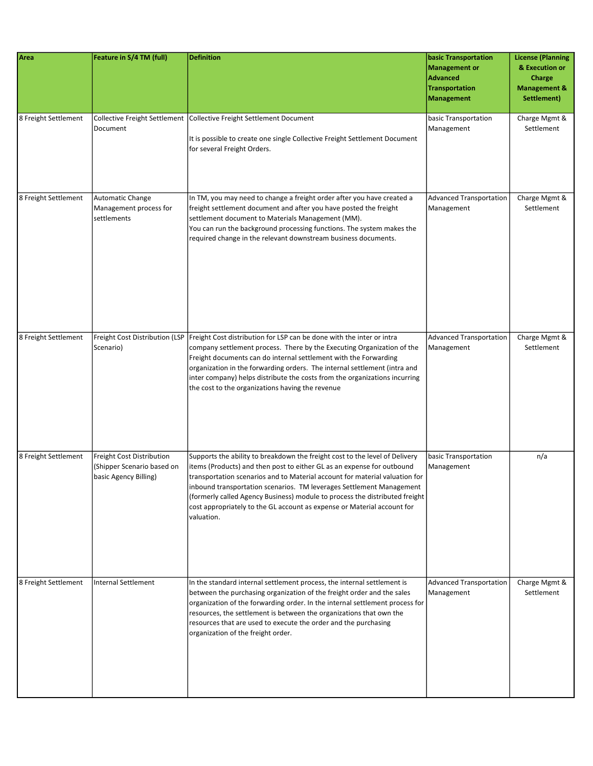| Area | Feature in S/4 TM (full) | Definition | basic Transportation Management or Advanced Transportation Management | License (Planning & Execution or Charge Management & Settlement) |
|---|---|---|---|---|
| 8 Freight Settlement | Collective Freight Settlement Document | Collective Freight Settlement Document<br><br>It is possible to create one single Collective Freight Settlement Document for several Freight Orders. | basic Transportation Management | Charge Mgmt & Settlement |
| 8 Freight Settlement | Automatic Change Management process for settlements | In TM, you may need to change a freight order after you have created a freight settlement document and after you have posted the freight settlement document to Materials Management (MM).<br>You can run the background processing functions. The system makes the required change in the relevant downstream business documents. | Advanced Transportation Management | Charge Mgmt & Settlement |
| 8 Freight Settlement | Freight Cost Distribution (LSP Scenario) | Freight Cost distribution for LSP can be done with the inter or intra company settlement process. There by the Executing Organization of the Freight documents can do internal settlement with the Forwarding organization in the forwarding orders. The internal settlement (intra and inter company) helps distribute the costs from the organizations incurring the cost to the organizations having the revenue | Advanced Transportation Management | Charge Mgmt & Settlement |
| 8 Freight Settlement | Freight Cost Distribution (Shipper Scenario based on basic Agency Billing) | Supports the ability to breakdown the freight cost to the level of Delivery items (Products) and then post to either GL as an expense for outbound transportation scenarios and to Material account for material valuation for inbound transportation scenarios. TM leverages Settlement Management (formerly called Agency Business) module to process the distributed freight cost appropriately to the GL account as expense or Material account for valuation. | basic Transportation Management | n/a |
| 8 Freight Settlement | Internal Settlement | In the standard internal settlement process, the internal settlement is between the purchasing organization of the freight order and the sales organization of the forwarding order. In the internal settlement process for resources, the settlement is between the organizations that own the resources that are used to execute the order and the purchasing organization of the freight order. | Advanced Transportation Management | Charge Mgmt & Settlement |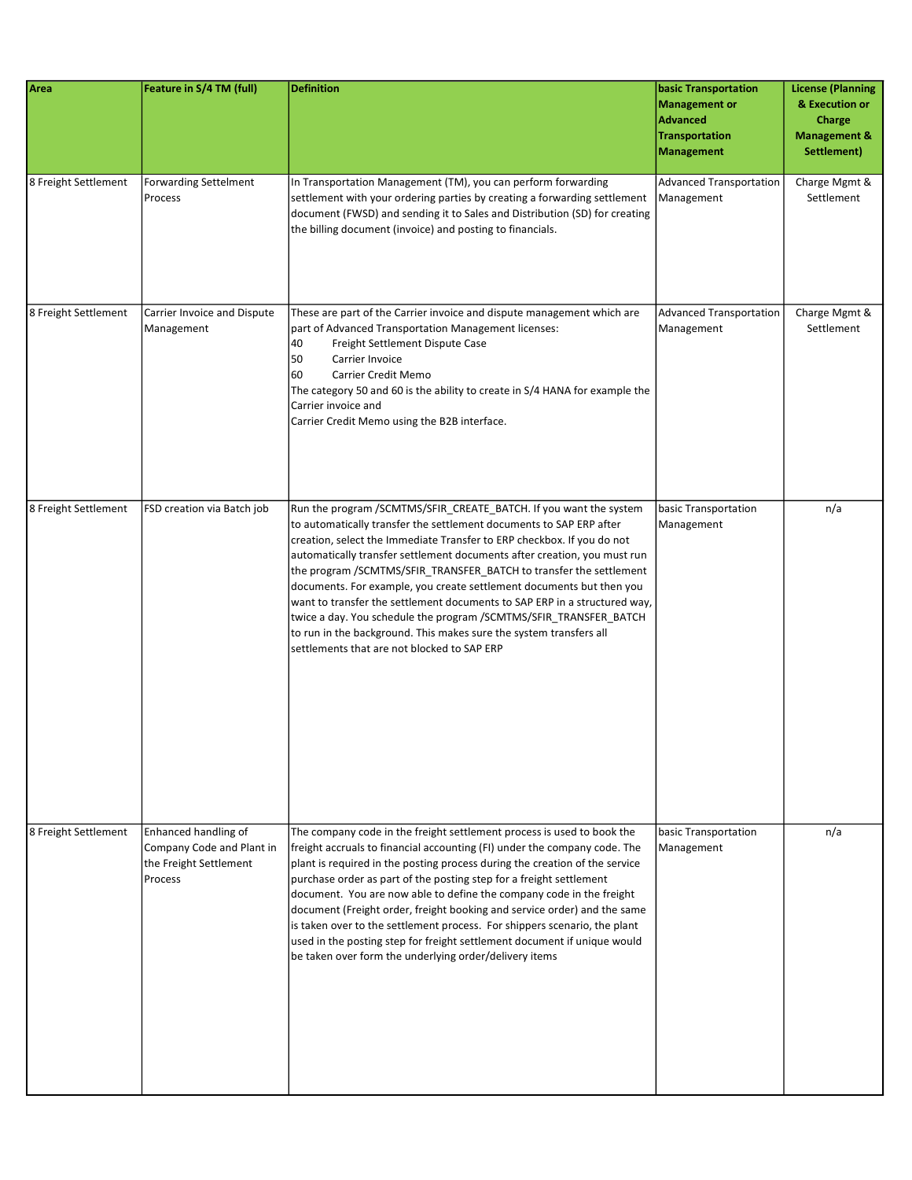| Area | Feature in S/4 TM (full) | Definition | basic Transportation Management or Advanced Transportation Management | License (Planning & Execution or Charge Management & Settlement) |
|---|---|---|---|---|
| 8 Freight Settlement | Forwarding Settelement Process | In Transportation Management (TM), you can perform forwarding settlement with your ordering parties by creating a forwarding settlement document (FWSD) and sending it to Sales and Distribution (SD) for creating the billing document (invoice) and posting to financials. | Advanced Transportation Management | Charge Mgmt & Settlement |
| 8 Freight Settlement | Carrier Invoice and Dispute Management | These are part of the Carrier invoice and dispute management which are part of Advanced Transportation Management licenses:<br>40 Freight Settlement Dispute Case<br>50 Carrier Invoice<br>60 Carrier Credit Memo<br>The category 50 and 60 is the ability to create in S/4 HANA for example the Carrier invoice and<br>Carrier Credit Memo using the B2B interface. | Advanced Transportation Management | Charge Mgmt & Settlement |
| 8 Freight Settlement | FSD creation via Batch job | Run the program /SCMTMS/SFIR_CREATE_BATCH. If you want the system to automatically transfer the settlement documents to SAP ERP after creation, select the Immediate Transfer to ERP checkbox. If you do not automatically transfer settlement documents after creation, you must run the program /SCMTMS/SFIR_TRANSFER_BATCH to transfer the settlement documents. For example, you create settlement documents but then you want to transfer the settlement documents to SAP ERP in a structured way, twice a day. You schedule the program /SCMTMS/SFIR_TRANSFER_BATCH to run in the background. This makes sure the system transfers all settlements that are not blocked to SAP ERP | basic Transportation Management | n/a |
| 8 Freight Settlement | Enhanced handling of Company Code and Plant in the Freight Settlement Process | The company code in the freight settlement process is used to book the freight accruals to financial accounting (FI) under the company code. The plant is required in the posting process during the creation of the service purchase order as part of the posting step for a freight settlement document. You are now able to define the company code in the freight document (Freight order, freight booking and service order) and the same is taken over to the settlement process. For shippers scenario, the plant used in the posting step for freight settlement document if unique would be taken over form the underlying order/delivery items | basic Transportation Management | n/a |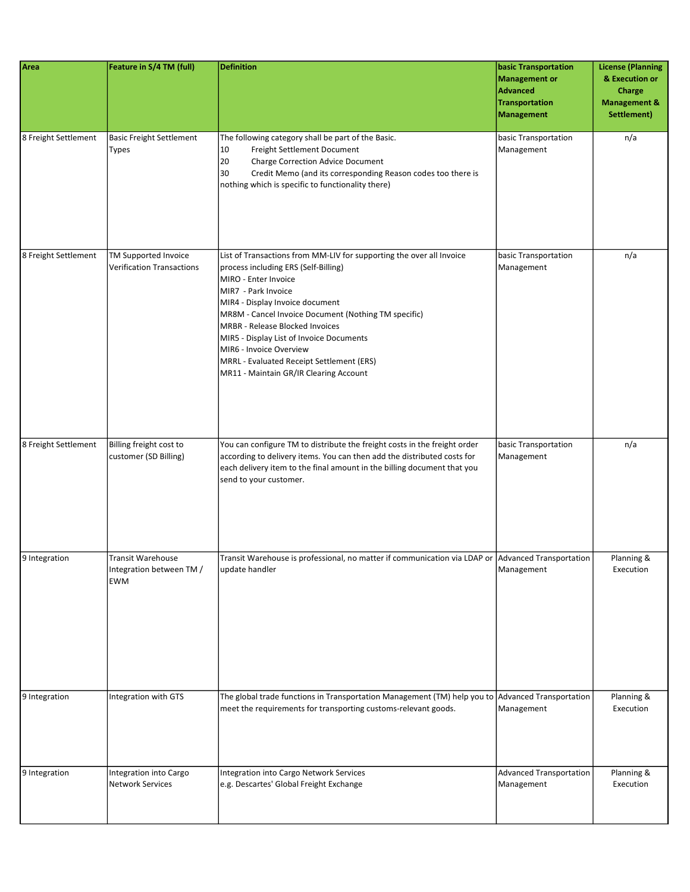| Area | Feature in S/4 TM (full) | Definition | basic Transportation Management or Advanced Transportation Management | License (Planning & Execution or Charge Management & Settlement) |
|---|---|---|---|---|
| 8 Freight Settlement | Basic Freight Settlement Types | The following category shall be part of the Basic.<br>10 Freight Settlement Document<br>20 Charge Correction Advice Document<br>30 Credit Memo (and its corresponding Reason codes too there is nothing which is specific to functionality there) | basic Transportation Management | n/a |
| 8 Freight Settlement | TM Supported Invoice Verification Transactions | List of Transactions from MM-LIV for supporting the over all Invoice process including ERS (Self-Billing)<br>MIRO - Enter Invoice<br>MIR7 - Park Invoice<br>MIR4 - Display Invoice document<br>MR8M - Cancel Invoice Document (Nothing TM specific)<br>MRBR - Release Blocked Invoices<br>MIR5 - Display List of Invoice Documents<br>MIR6 - Invoice Overview<br>MRRL - Evaluated Receipt Settlement (ERS)<br>MR11 - Maintain GR/IR Clearing Account | basic Transportation Management | n/a |
| 8 Freight Settlement | Billing freight cost to customer (SD Billing) | You can configure TM to distribute the freight costs in the freight order according to delivery items. You can then add the distributed costs for each delivery item to the final amount in the billing document that you send to your customer. | basic Transportation Management | n/a |
| 9 Integration | Transit Warehouse Integration between TM / EWM | Transit Warehouse is professional, no matter if communication via LDAP or update handler | Advanced Transportation Management | Planning & Execution |
| 9 Integration | Integration with GTS | The global trade functions in Transportation Management (TM) help you to meet the requirements for transporting customs-relevant goods. | Advanced Transportation Management | Planning & Execution |
| 9 Integration | Integration into Cargo Network Services | Integration into Cargo Network Services<br>e.g. Descartes' Global Freight Exchange | Advanced Transportation Management | Planning & Execution |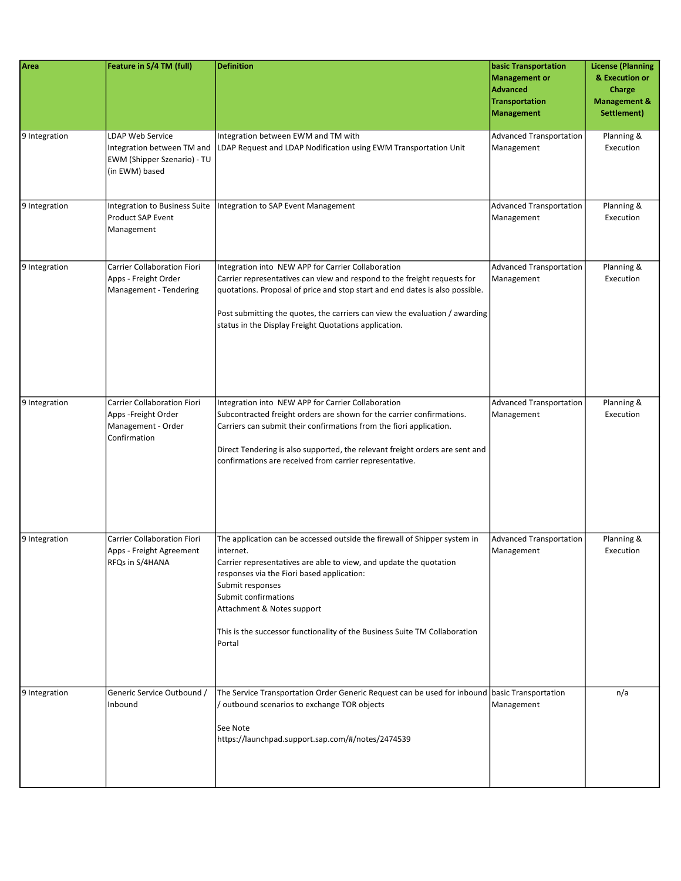| Area | Feature in S/4 TM (full) | Definition | basic Transportation Management or Advanced Transportation Management | License (Planning & Execution or Charge Management & Settlement) |
|---|---|---|---|---|
| 9 Integration | LDAP Web Service Integration between TM and EWM (Shipper Szenario) - TU (in EWM) based | Integration between EWM and TM with LDAP Request and LDAP Nodification using EWM Transportation Unit | Advanced Transportation Management | Planning & Execution |
| 9 Integration | Integration to Business Suite Product SAP Event Management | Integration to SAP Event Management | Advanced Transportation Management | Planning & Execution |
| 9 Integration | Carrier Collaboration Fiori Apps - Freight Order Management - Tendering | Integration into NEW APP for Carrier Collaboration<br>Carrier representatives can view and respond to the freight requests for quotations. Proposal of price and stop start and end dates is also possible.<br><br>Post submitting the quotes, the carriers can view the evaluation / awarding status in the Display Freight Quotations application. | Advanced Transportation Management | Planning & Execution |
| 9 Integration | Carrier Collaboration Fiori Apps -Freight Order Management - Order Confirmation | Integration into NEW APP for Carrier Collaboration<br>Subcontracted freight orders are shown for the carrier confirmations. Carriers can submit their confirmations from the fiori application.<br><br>Direct Tendering is also supported, the relevant freight orders are sent and confirmations are received from carrier representative. | Advanced Transportation Management | Planning & Execution |
| 9 Integration | Carrier Collaboration Fiori Apps - Freight Agreement RFQs in S/4HANA | The application can be accessed outside the firewall of Shipper system in internet.<br>Carrier representatives are able to view, and update the quotation responses via the Fiori based application:<br>Submit responses<br>Submit confirmations<br>Attachment & Notes support<br><br>This is the successor functionality of the Business Suite TM Collaboration Portal | Advanced Transportation Management | Planning & Execution |
| 9 Integration | Generic Service Outbound / Inbound | The Service Transportation Order Generic Request can be used for inbound / outbound scenarios to exchange TOR objects<br><br>See Note<br>https://launchpad.support.sap.com/#/notes/2474539 | basic Transportation Management | n/a |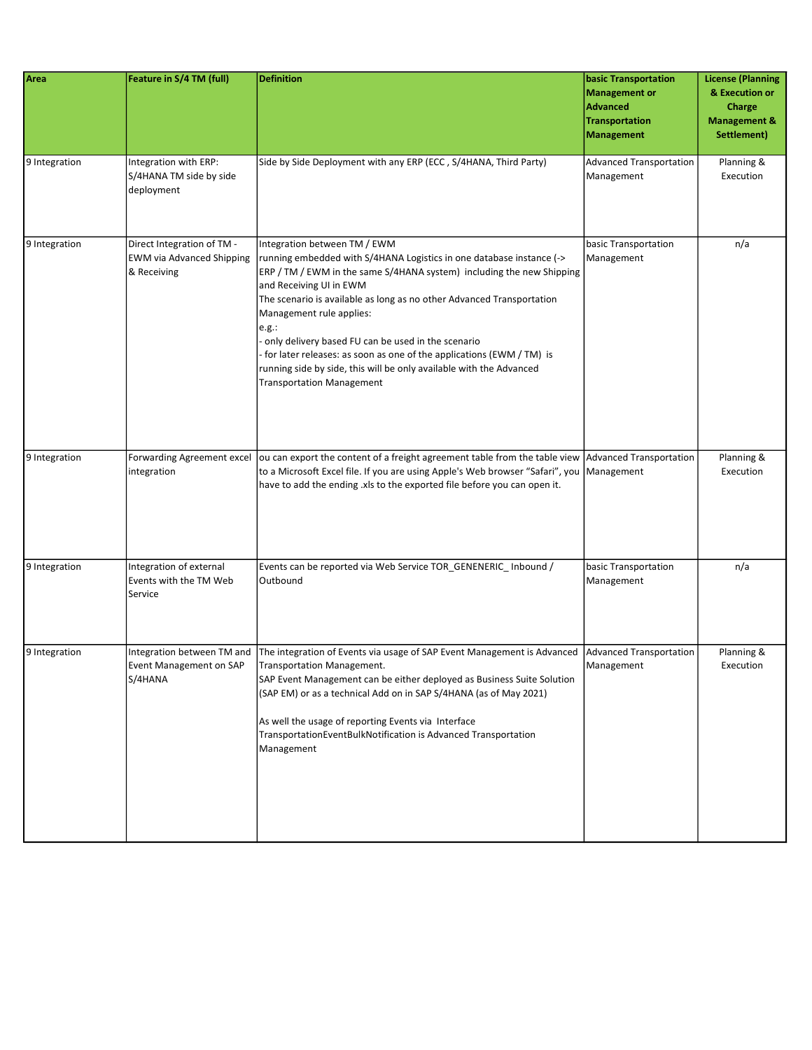| Area | Feature in S/4 TM (full) | Definition | basic Transportation Management or Advanced Transportation Management | License (Planning & Execution or Charge Management & Settlement) |
| --- | --- | --- | --- | --- |
| 9 Integration | Integration with ERP: S/4HANA TM side by side deployment | Side by Side Deployment with any ERP (ECC , S/4HANA, Third Party) | Advanced Transportation Management | Planning & Execution |
| 9 Integration | Direct Integration of TM - EWM via Advanced Shipping & Receiving | Integration between TM / EWM<br>running embedded with S/4HANA Logistics in one database instance (-> ERP / TM / EWM in the same S/4HANA system) including the new Shipping and Receiving UI in EWM<br>The scenario is available as long as no other Advanced Transportation Management rule applies:<br>e.g.:<br>- only delivery based FU can be used in the scenario<br>- for later releases: as soon as one of the applications (EWM / TM) is running side by side, this will be only available with the Advanced Transportation Management | basic Transportation Management | n/a |
| 9 Integration | Forwarding Agreement excel integration | ou can export the content of a freight agreement table from the table view to a Microsoft Excel file. If you are using Apple's Web browser "Safari", you have to add the ending .xls to the exported file before you can open it. | Advanced Transportation Management | Planning & Execution |
| 9 Integration | Integration of external Events with the TM Web Service | Events can be reported via Web Service TOR_GENENERIC_ Inbound / Outbound | basic Transportation Management | n/a |
| 9 Integration | Integration between TM and Event Management on SAP S/4HANA | The integration of Events via usage of SAP Event Management is Advanced Transportation Management.<br>SAP Event Management can be either deployed as Business Suite Solution (SAP EM) or as a technical Add on in SAP S/4HANA (as of May 2021)<br><br>As well the usage of reporting Events via Interface TransportationEventBulkNotification is Advanced Transportation Management | Advanced Transportation Management | Planning & Execution |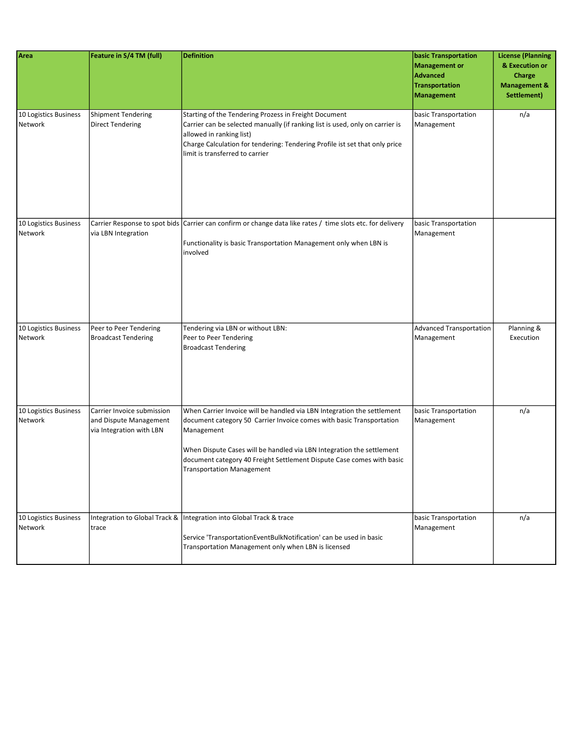| Area | Feature in S/4 TM (full) | Definition | basic Transportation Management or Advanced Transportation Management | License (Planning & Execution or Charge Management & Settlement) |
|---|---|---|---|---|
| 10 Logistics Business Network | Shipment Tendering Direct Tendering | Starting of the Tendering Prozess in Freight Document<br>Carrier can be selected manually (if ranking list is used, only on carrier is allowed in ranking list)<br>Charge Calculation for tendering: Tendering Profile ist set that only price limit is transferred to carrier | basic Transportation Management | n/a |
| 10 Logistics Business Network | Carrier Response to spot bids via LBN Integration | Carrier can confirm or change data like rates / time slots etc. for delivery<br><br>Functionality is basic Transportation Management only when LBN is involved | basic Transportation Management | |
| 10 Logistics Business Network | Peer to Peer Tendering Broadcast Tendering | Tendering via LBN or without LBN:<br>Peer to Peer Tendering<br>Broadcast Tendering | Advanced Transportation Management | Planning & Execution |
| 10 Logistics Business Network | Carrier Invoice submission and Dispute Management via Integration with LBN | When Carrier Invoice will be handled via LBN Integration the settlement document category 50 Carrier Invoice comes with basic Transportation Management<br><br>When Dispute Cases will be handled via LBN Integration the settlement document category 40 Freight Settlement Dispute Case comes with basic Transportation Management | basic Transportation Management | n/a |
| 10 Logistics Business Network | Integration to Global Track & trace | Integration into Global Track & trace<br><br>Service 'TransportationEventBulkNotification' can be used in basic Transportation Management only when LBN is licensed | basic Transportation Management | n/a |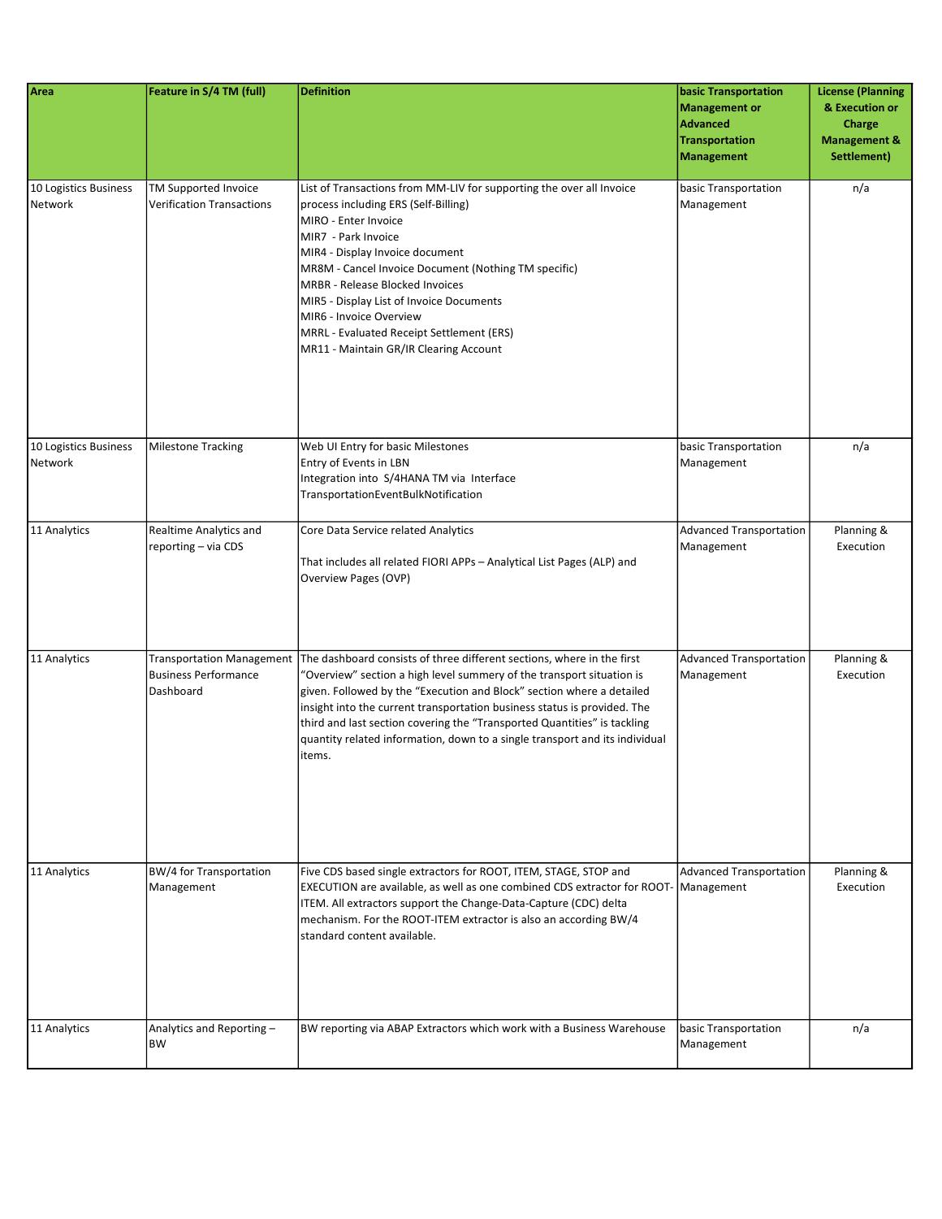| Area | Feature in S/4 TM (full) | Definition | basic Transportation Management or Advanced Transportation Management | License (Planning & Execution or Charge Management & Settlement) |
|---|---|---|---|---|
| 10 Logistics Business Network | TM Supported Invoice Verification Transactions | List of Transactions from MM-LIV for supporting the over all Invoice process including ERS (Self-Billing)<br>MIRO - Enter Invoice<br>MIR7 - Park Invoice<br>MIR4 - Display Invoice document<br>MR8M - Cancel Invoice Document (Nothing TM specific)<br>MRBR - Release Blocked Invoices<br>MIR5 - Display List of Invoice Documents<br>MIR6 - Invoice Overview<br>MRRL - Evaluated Receipt Settlement (ERS)<br>MR11 - Maintain GR/IR Clearing Account | basic Transportation Management | n/a |
| 10 Logistics Business Network | Milestone Tracking | Web UI Entry for basic Milestones<br>Entry of Events in LBN<br>Integration into S/4HANA TM via Interface TransportationEventBulkNotification | basic Transportation Management | n/a |
| 11 Analytics | Realtime Analytics and reporting – via CDS | Core Data Service related Analytics<br><br>That includes all related FIORI APPs – Analytical List Pages (ALP) and Overview Pages (OVP) | Advanced Transportation Management | Planning & Execution |
| 11 Analytics | Transportation Management Business Performance Dashboard | The dashboard consists of three different sections, where in the first "Overview" section a high level summery of the transport situation is given. Followed by the "Execution and Block" section where a detailed insight into the current transportation business status is provided. The third and last section covering the "Transported Quantities" is tackling quantity related information, down to a single transport and its individual items. | Advanced Transportation Management | Planning & Execution |
| 11 Analytics | BW/4 for Transportation Management | Five CDS based single extractors for ROOT, ITEM, STAGE, STOP and EXECUTION are available, as well as one combined CDS extractor for ROOT-ITEM. All extractors support the Change-Data-Capture (CDC) delta mechanism. For the ROOT-ITEM extractor is also an according BW/4 standard content available. | Advanced Transportation Management | Planning & Execution |
| 11 Analytics | Analytics and Reporting – BW | BW reporting via ABAP Extractors which work with a Business Warehouse | basic Transportation Management | n/a |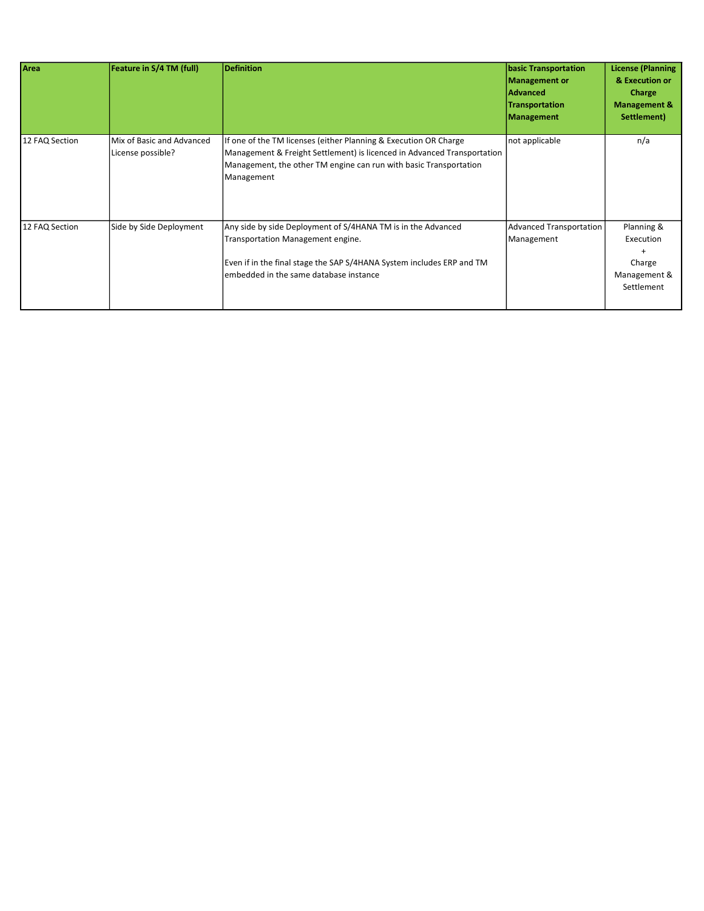| Area | Feature in S/4 TM (full) | Definition | basic Transportation Management or Advanced Transportation Management | License (Planning & Execution or Charge Management & Settlement) |
|---|---|---|---|---|
| 12 FAQ Section | Mix of Basic and Advanced License possible? | If one of the TM licenses (either Planning & Execution OR Charge Management & Freight Settlement) is licenced in Advanced Transportation Management, the other TM engine can run with basic Transportation Management | not applicable | n/a |
| 12 FAQ Section | Side by Side Deployment | Any side by side Deployment of S/4HANA TM is in the Advanced Transportation Management engine.<br><br>Even if in the final stage the SAP S/4HANA System includes ERP and TM embedded in the same database instance | Advanced Transportation Management | Planning & Execution<br>+<br>Charge Management & Settlement |